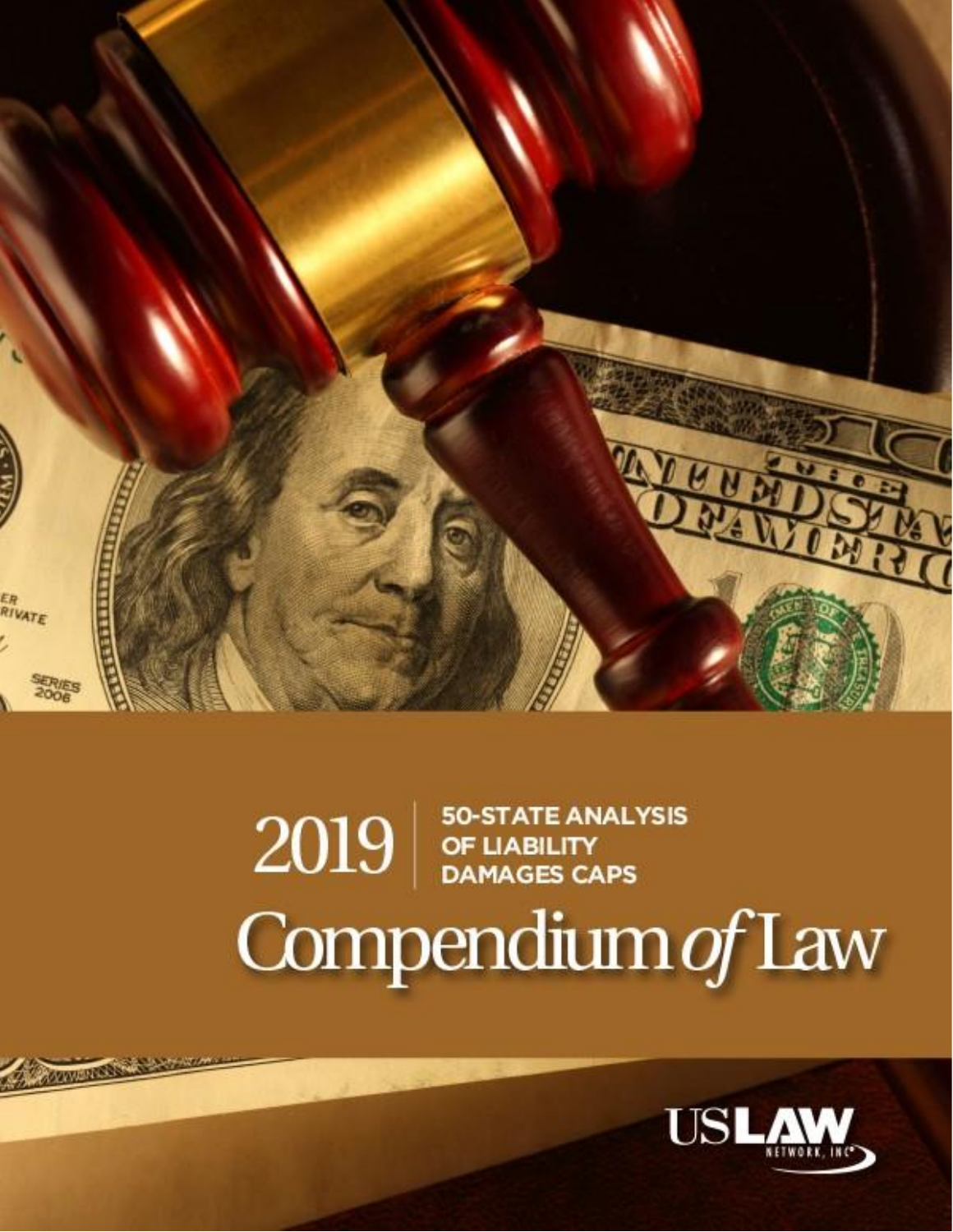# 2019 50-STATE ANALYSIS OF LIABILITY DAMAGES CAPS

# Compendium *of* Law

USLAW NETWORK, INC.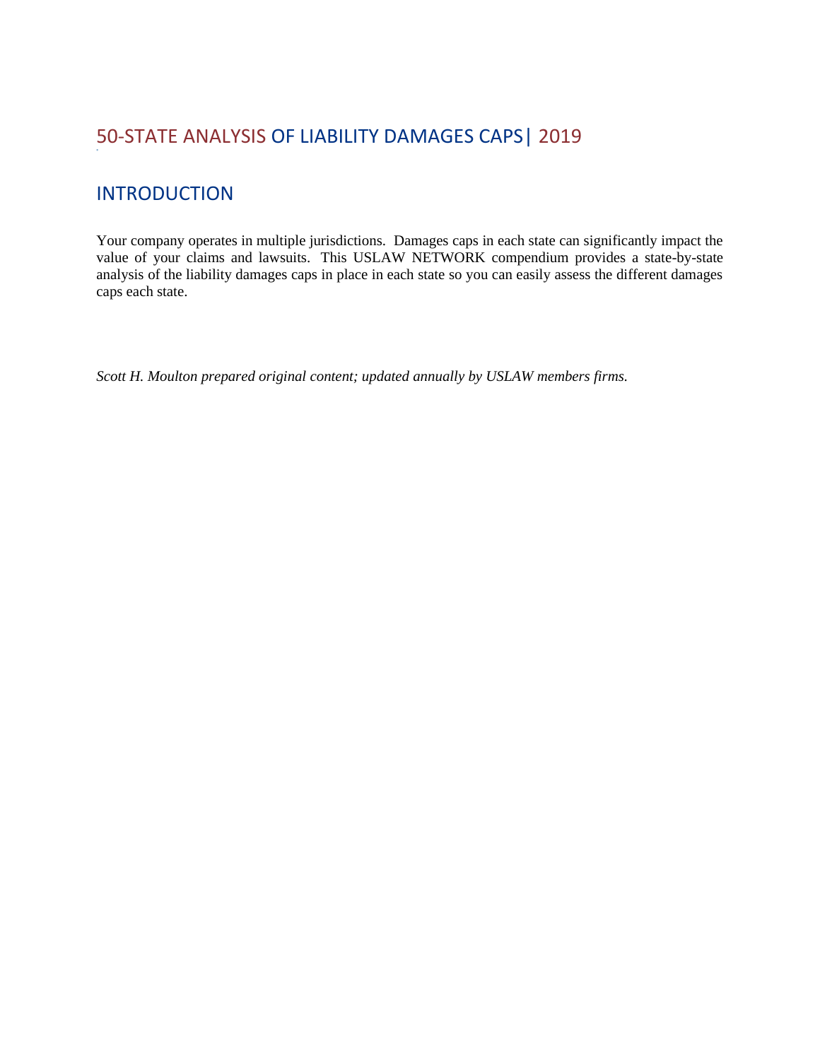# 50-STATE ANALYSIS OF LIABILITY DAMAGES CAPS| 2019

## INTRODUCTION

Your company operates in multiple jurisdictions. Damages caps in each state can significantly impact the value of your claims and lawsuits. This USLAW NETWORK compendium provides a state-by-state analysis of the liability damages caps in place in each state so you can easily assess the different damages caps each state.

*Scott H. Moulton prepared original content; updated annually by USLAW members firms.*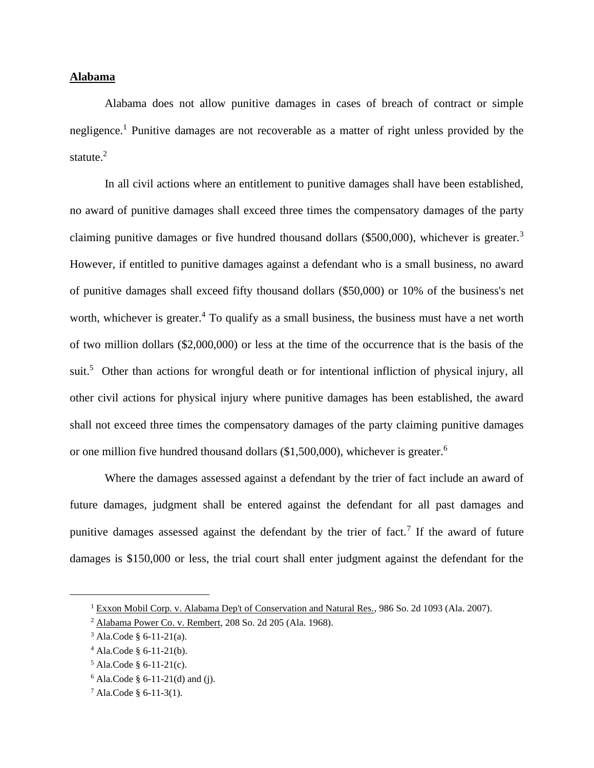**Alabama**

Alabama does not allow punitive damages in cases of breach of contract or simple negligence.[1] Punitive damages are not recoverable as a matter of right unless provided by the statute.[2]

In all civil actions where an entitlement to punitive damages shall have been established, no award of punitive damages shall exceed three times the compensatory damages of the party claiming punitive damages or five hundred thousand dollars ($500,000), whichever is greater.[3] However, if entitled to punitive damages against a defendant who is a small business, no award of punitive damages shall exceed fifty thousand dollars ($50,000) or 10% of the business's net worth, whichever is greater.[4] To qualify as a small business, the business must have a net worth of two million dollars ($2,000,000) or less at the time of the occurrence that is the basis of the suit.[5] Other than actions for wrongful death or for intentional infliction of physical injury, all other civil actions for physical injury where punitive damages has been established, the award shall not exceed three times the compensatory damages of the party claiming punitive damages or one million five hundred thousand dollars ($1,500,000), whichever is greater.[6]

Where the damages assessed against a defendant by the trier of fact include an award of future damages, judgment shall be entered against the defendant for all past damages and punitive damages assessed against the defendant by the trier of fact.[7] If the award of future damages is $150,000 or less, the trial court shall enter judgment against the defendant for the

---

[1] Exxon Mobil Corp. v. Alabama Dep't of Conservation and Natural Res., 986 So. 2d 1093 (Ala. 2007).

[2] Alabama Power Co. v. Rembert, 208 So. 2d 205 (Ala. 1968).

[3] Ala.Code § 6-11-21(a).

[4] Ala.Code § 6-11-21(b).

[5] Ala.Code § 6-11-21(c).

[6] Ala.Code § 6-11-21(d) and (j).

[7] Ala.Code § 6-11-3(1).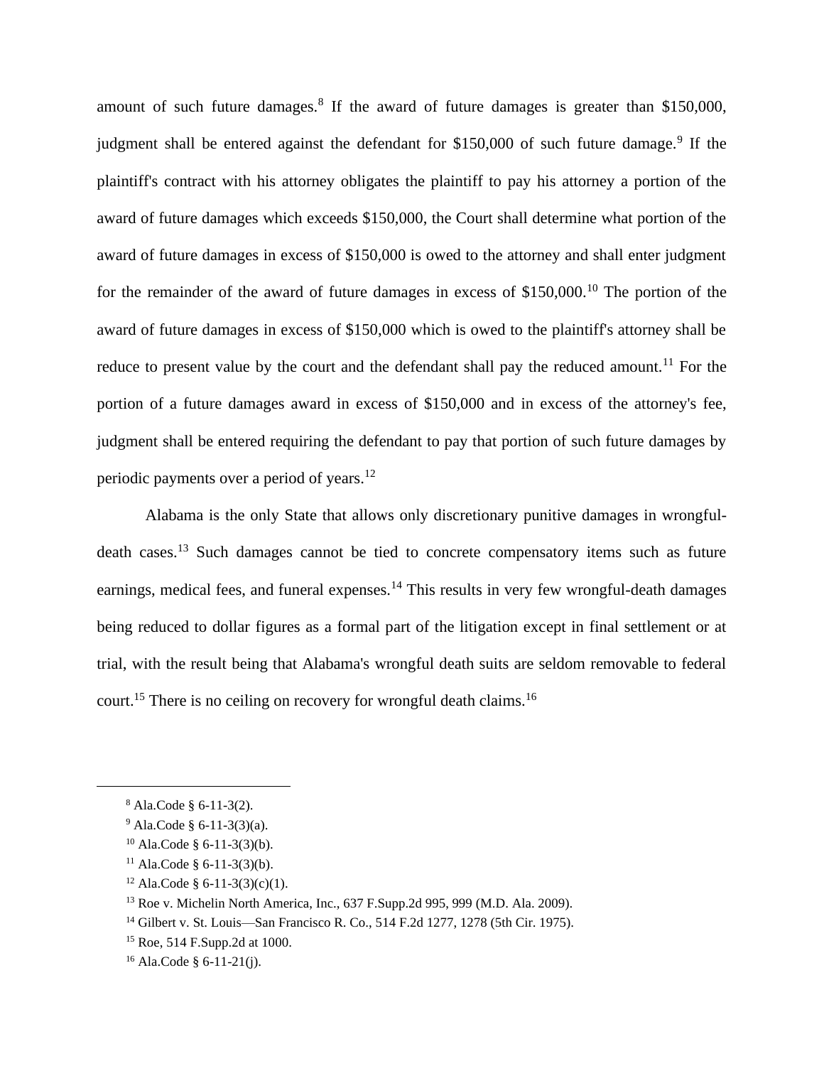amount of such future damages.[8] If the award of future damages is greater than $150,000, judgment shall be entered against the defendant for $150,000 of such future damage.[9] If the plaintiff's contract with his attorney obligates the plaintiff to pay his attorney a portion of the award of future damages which exceeds $150,000, the Court shall determine what portion of the award of future damages in excess of $150,000 is owed to the attorney and shall enter judgment for the remainder of the award of future damages in excess of $150,000.[10] The portion of the award of future damages in excess of $150,000 which is owed to the plaintiff's attorney shall be reduce to present value by the court and the defendant shall pay the reduced amount.[11] For the portion of a future damages award in excess of $150,000 and in excess of the attorney's fee, judgment shall be entered requiring the defendant to pay that portion of such future damages by periodic payments over a period of years.[12]

Alabama is the only State that allows only discretionary punitive damages in wrongful-death cases.[13] Such damages cannot be tied to concrete compensatory items such as future earnings, medical fees, and funeral expenses.[14] This results in very few wrongful-death damages being reduced to dollar figures as a formal part of the litigation except in final settlement or at trial, with the result being that Alabama's wrongful death suits are seldom removable to federal court.[15] There is no ceiling on recovery for wrongful death claims.[16]

---

[8] Ala.Code § 6-11-3(2).

[9] Ala.Code § 6-11-3(3)(a).

[10] Ala.Code § 6-11-3(3)(b).

[11] Ala.Code § 6-11-3(3)(b).

[12] Ala.Code § 6-11-3(3)(c)(1).

[13] Roe v. Michelin North America, Inc., 637 F.Supp.2d 995, 999 (M.D. Ala. 2009).

[14] Gilbert v. St. Louis—San Francisco R. Co., 514 F.2d 1277, 1278 (5th Cir. 1975).

[15] Roe, 514 F.Supp.2d at 1000.

[16] Ala.Code § 6-11-21(j).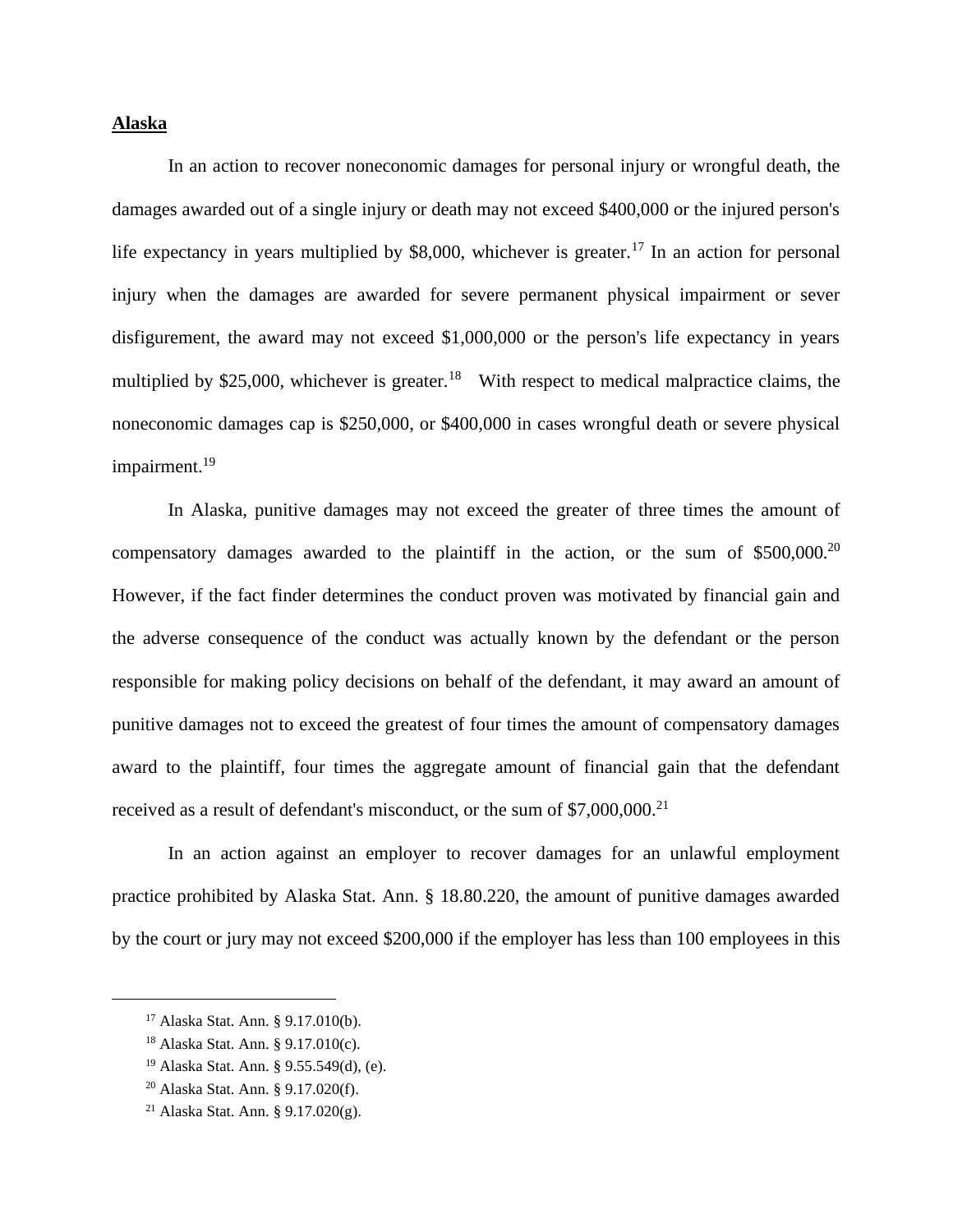**Alaska**

In an action to recover noneconomic damages for personal injury or wrongful death, the damages awarded out of a single injury or death may not exceed $400,000 or the injured person's life expectancy in years multiplied by $8,000, whichever is greater.[17] In an action for personal injury when the damages are awarded for severe permanent physical impairment or sever disfigurement, the award may not exceed $1,000,000 or the person's life expectancy in years multiplied by $25,000, whichever is greater.[18] With respect to medical malpractice claims, the noneconomic damages cap is $250,000, or $400,000 in cases wrongful death or severe physical impairment.[19]

In Alaska, punitive damages may not exceed the greater of three times the amount of compensatory damages awarded to the plaintiff in the action, or the sum of $500,000.[20] However, if the fact finder determines the conduct proven was motivated by financial gain and the adverse consequence of the conduct was actually known by the defendant or the person responsible for making policy decisions on behalf of the defendant, it may award an amount of punitive damages not to exceed the greatest of four times the amount of compensatory damages award to the plaintiff, four times the aggregate amount of financial gain that the defendant received as a result of defendant's misconduct, or the sum of $7,000,000.[21]

In an action against an employer to recover damages for an unlawful employment practice prohibited by Alaska Stat. Ann. § 18.80.220, the amount of punitive damages awarded by the court or jury may not exceed $200,000 if the employer has less than 100 employees in this

---

[17] Alaska Stat. Ann. § 9.17.010(b).

[18] Alaska Stat. Ann. § 9.17.010(c).

[19] Alaska Stat. Ann. § 9.55.549(d), (e).

[20] Alaska Stat. Ann. § 9.17.020(f).

[21] Alaska Stat. Ann. § 9.17.020(g).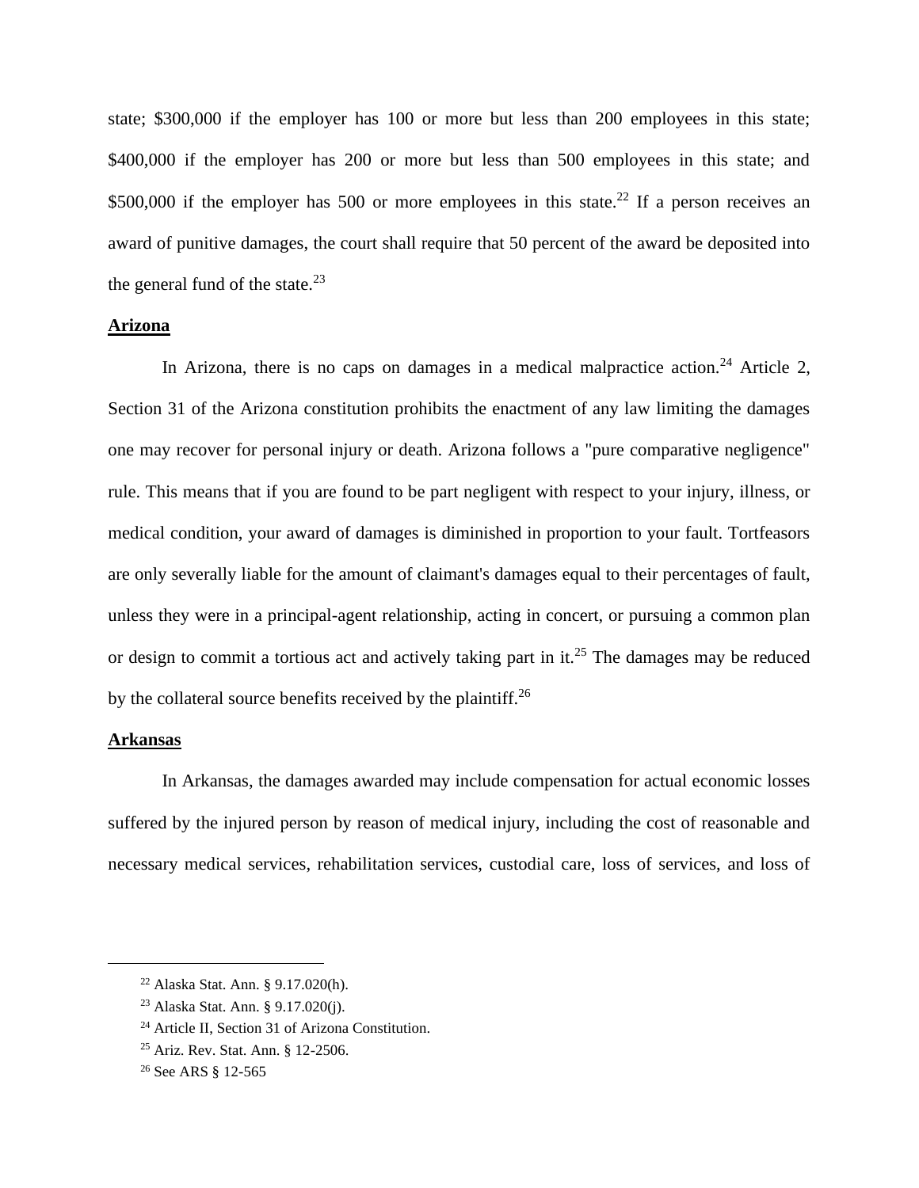state; $300,000 if the employer has 100 or more but less than 200 employees in this state; $400,000 if the employer has 200 or more but less than 500 employees in this state; and $500,000 if the employer has 500 or more employees in this state.[22] If a person receives an award of punitive damages, the court shall require that 50 percent of the award be deposited into the general fund of the state.[23]

**Arizona**

In Arizona, there is no caps on damages in a medical malpractice action.[24] Article 2, Section 31 of the Arizona constitution prohibits the enactment of any law limiting the damages one may recover for personal injury or death. Arizona follows a "pure comparative negligence" rule. This means that if you are found to be part negligent with respect to your injury, illness, or medical condition, your award of damages is diminished in proportion to your fault. Tortfeasors are only severally liable for the amount of claimant's damages equal to their percentages of fault, unless they were in a principal-agent relationship, acting in concert, or pursuing a common plan or design to commit a tortious act and actively taking part in it.[25] The damages may be reduced by the collateral source benefits received by the plaintiff.[26]

**Arkansas**

In Arkansas, the damages awarded may include compensation for actual economic losses suffered by the injured person by reason of medical injury, including the cost of reasonable and necessary medical services, rehabilitation services, custodial care, loss of services, and loss of

---

[22] Alaska Stat. Ann. § 9.17.020(h).

[23] Alaska Stat. Ann. § 9.17.020(j).

[24] Article II, Section 31 of Arizona Constitution.

[25] Ariz. Rev. Stat. Ann. § 12-2506.

[26] See ARS § 12-565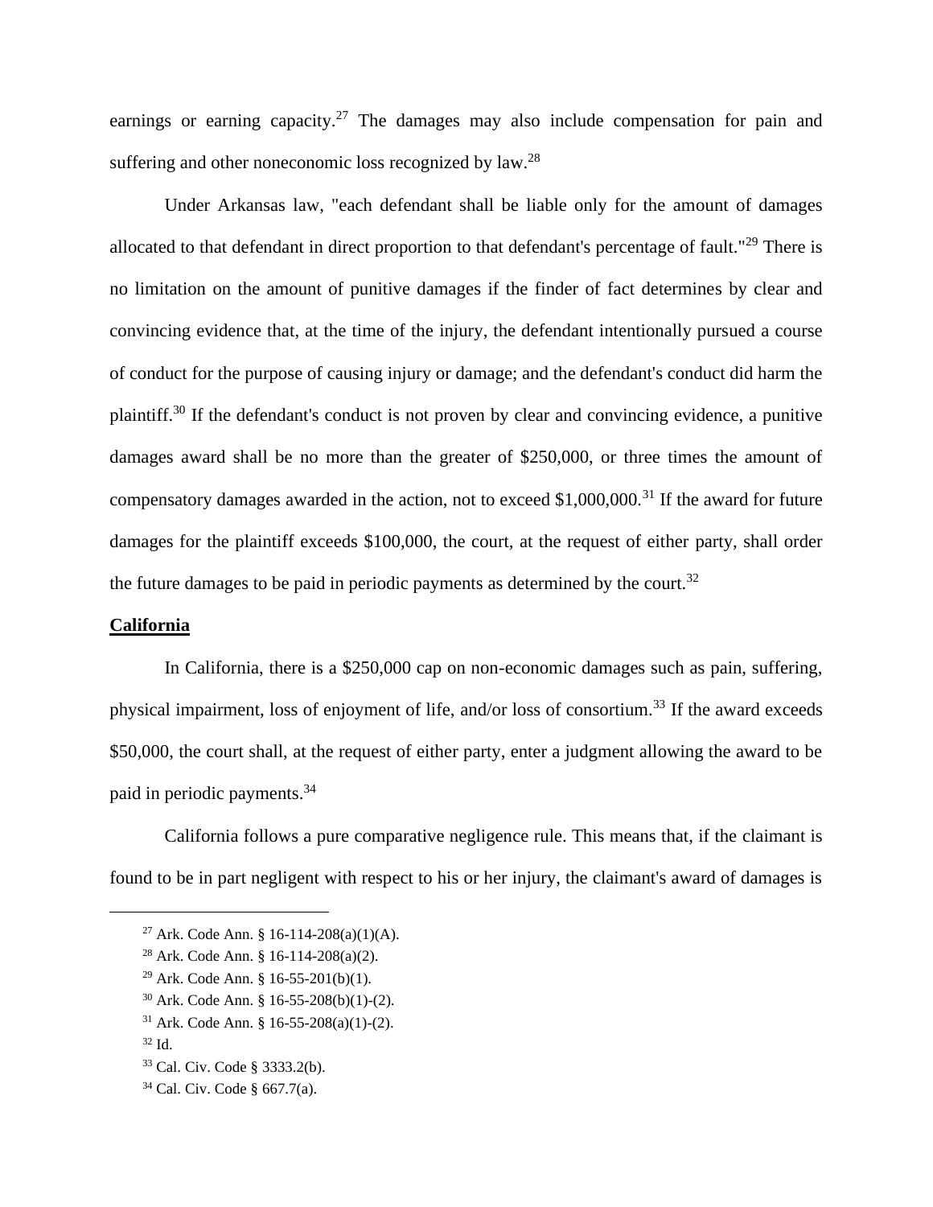earnings or earning capacity.[27] The damages may also include compensation for pain and suffering and other noneconomic loss recognized by law.[28]

Under Arkansas law, "each defendant shall be liable only for the amount of damages allocated to that defendant in direct proportion to that defendant's percentage of fault."[29] There is no limitation on the amount of punitive damages if the finder of fact determines by clear and convincing evidence that, at the time of the injury, the defendant intentionally pursued a course of conduct for the purpose of causing injury or damage; and the defendant's conduct did harm the plaintiff.[30] If the defendant's conduct is not proven by clear and convincing evidence, a punitive damages award shall be no more than the greater of $250,000, or three times the amount of compensatory damages awarded in the action, not to exceed $1,000,000.[31] If the award for future damages for the plaintiff exceeds $100,000, the court, at the request of either party, shall order the future damages to be paid in periodic payments as determined by the court.[32]

**California**

In California, there is a $250,000 cap on non-economic damages such as pain, suffering, physical impairment, loss of enjoyment of life, and/or loss of consortium.[33] If the award exceeds $50,000, the court shall, at the request of either party, enter a judgment allowing the award to be paid in periodic payments.[34]

California follows a pure comparative negligence rule. This means that, if the claimant is found to be in part negligent with respect to his or her injury, the claimant's award of damages is

---

[27] Ark. Code Ann. § 16-114-208(a)(1)(A).

[28] Ark. Code Ann. § 16-114-208(a)(2).

[29] Ark. Code Ann. § 16-55-201(b)(1).

[30] Ark. Code Ann. § 16-55-208(b)(1)-(2).

[31] Ark. Code Ann. § 16-55-208(a)(1)-(2).

[32] Id.

[33] Cal. Civ. Code § 3333.2(b).

[34] Cal. Civ. Code § 667.7(a).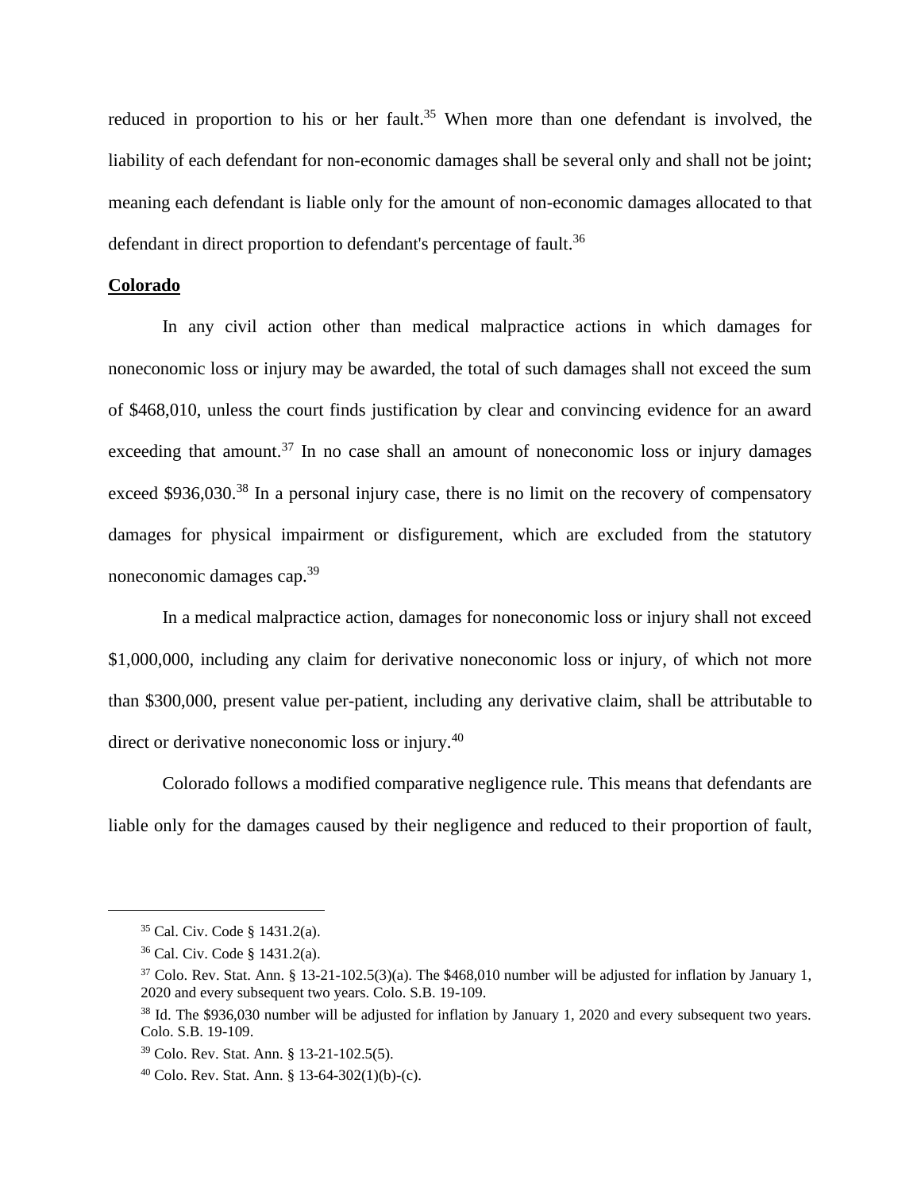reduced in proportion to his or her fault.[35] When more than one defendant is involved, the liability of each defendant for non-economic damages shall be several only and shall not be joint; meaning each defendant is liable only for the amount of non-economic damages allocated to that defendant in direct proportion to defendant's percentage of fault.[36]

**Colorado**

In any civil action other than medical malpractice actions in which damages for noneconomic loss or injury may be awarded, the total of such damages shall not exceed the sum of $468,010, unless the court finds justification by clear and convincing evidence for an award exceeding that amount.[37] In no case shall an amount of noneconomic loss or injury damages exceed $936,030.[38] In a personal injury case, there is no limit on the recovery of compensatory damages for physical impairment or disfigurement, which are excluded from the statutory noneconomic damages cap.[39]

In a medical malpractice action, damages for noneconomic loss or injury shall not exceed $1,000,000, including any claim for derivative noneconomic loss or injury, of which not more than $300,000, present value per-patient, including any derivative claim, shall be attributable to direct or derivative noneconomic loss or injury.[40]

Colorado follows a modified comparative negligence rule. This means that defendants are liable only for the damages caused by their negligence and reduced to their proportion of fault,

---

[35] Cal. Civ. Code § 1431.2(a).

[36] Cal. Civ. Code § 1431.2(a).

[37] Colo. Rev. Stat. Ann. § 13-21-102.5(3)(a). The $468,010 number will be adjusted for inflation by January 1, 2020 and every subsequent two years. Colo. S.B. 19-109.

[38] Id. The $936,030 number will be adjusted for inflation by January 1, 2020 and every subsequent two years. Colo. S.B. 19-109.

[39] Colo. Rev. Stat. Ann. § 13-21-102.5(5).

[40] Colo. Rev. Stat. Ann. § 13-64-302(1)(b)-(c).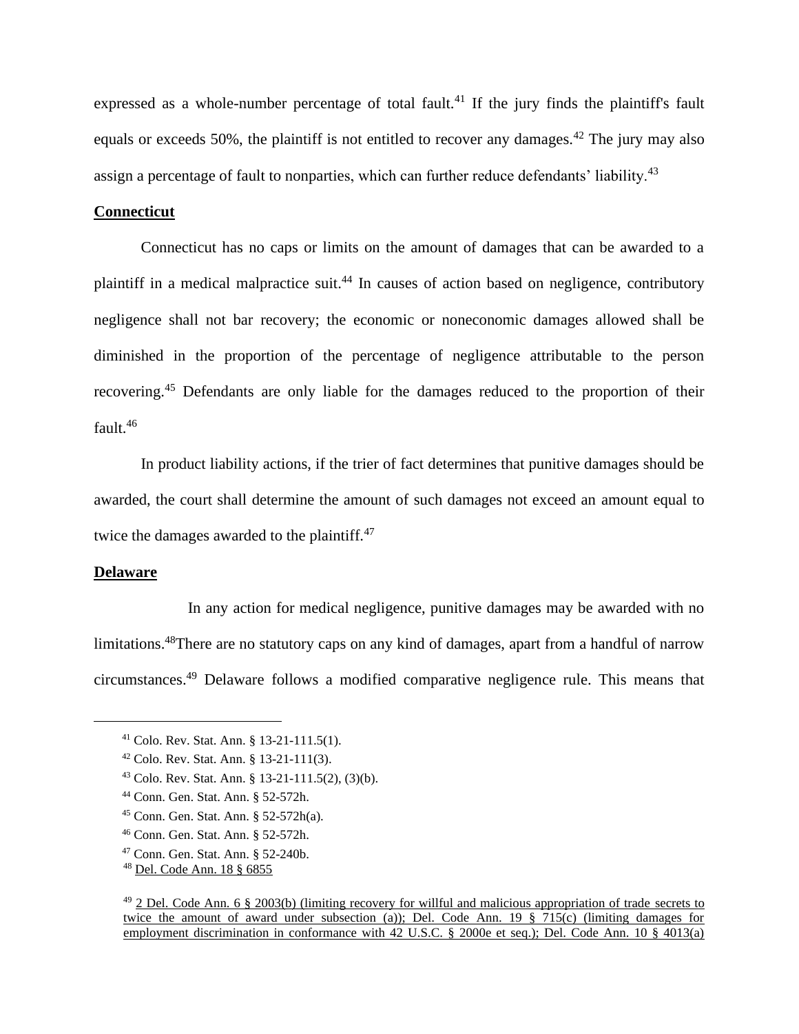expressed as a whole-number percentage of total fault.[41] If the jury finds the plaintiff's fault equals or exceeds 50%, the plaintiff is not entitled to recover any damages.[42] The jury may also assign a percentage of fault to nonparties, which can further reduce defendants' liability.[43]

**Connecticut**

Connecticut has no caps or limits on the amount of damages that can be awarded to a plaintiff in a medical malpractice suit.[44] In causes of action based on negligence, contributory negligence shall not bar recovery; the economic or noneconomic damages allowed shall be diminished in the proportion of the percentage of negligence attributable to the person recovering.[45] Defendants are only liable for the damages reduced to the proportion of their fault.[46]

In product liability actions, if the trier of fact determines that punitive damages should be awarded, the court shall determine the amount of such damages not exceed an amount equal to twice the damages awarded to the plaintiff.[47]

**Delaware**

In any action for medical negligence, punitive damages may be awarded with no limitations.[48]There are no statutory caps on any kind of damages, apart from a handful of narrow circumstances.[49] Delaware follows a modified comparative negligence rule. This means that

---

[41] Colo. Rev. Stat. Ann. § 13-21-111.5(1).

[42] Colo. Rev. Stat. Ann. § 13-21-111(3).

[43] Colo. Rev. Stat. Ann. § 13-21-111.5(2), (3)(b).

[44] Conn. Gen. Stat. Ann. § 52-572h.

[45] Conn. Gen. Stat. Ann. § 52-572h(a).

[46] Conn. Gen. Stat. Ann. § 52-572h.

[47] Conn. Gen. Stat. Ann. § 52-240b.

[48] Del. Code Ann. 18 § 6855

[49] 2 Del. Code Ann. 6 § 2003(b) (limiting recovery for willful and malicious appropriation of trade secrets to twice the amount of award under subsection (a)); Del. Code Ann. 19 § 715(c) (limiting damages for employment discrimination in conformance with 42 U.S.C. § 2000e et seq.); Del. Code Ann. 10 § 4013(a)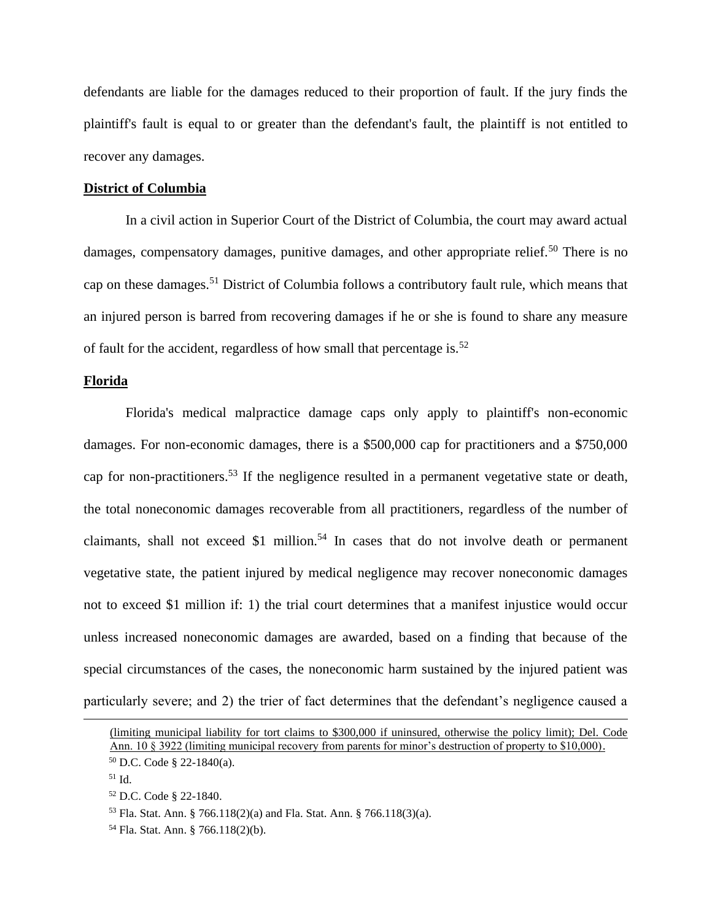defendants are liable for the damages reduced to their proportion of fault. If the jury finds the plaintiff's fault is equal to or greater than the defendant's fault, the plaintiff is not entitled to recover any damages.

**District of Columbia**

In a civil action in Superior Court of the District of Columbia, the court may award actual damages, compensatory damages, punitive damages, and other appropriate relief.[50] There is no cap on these damages.[51] District of Columbia follows a contributory fault rule, which means that an injured person is barred from recovering damages if he or she is found to share any measure of fault for the accident, regardless of how small that percentage is.[52]

**Florida**

Florida's medical malpractice damage caps only apply to plaintiff's non-economic damages. For non-economic damages, there is a $500,000 cap for practitioners and a $750,000 cap for non-practitioners.[53] If the negligence resulted in a permanent vegetative state or death, the total noneconomic damages recoverable from all practitioners, regardless of the number of claimants, shall not exceed $1 million.[54] In cases that do not involve death or permanent vegetative state, the patient injured by medical negligence may recover noneconomic damages not to exceed $1 million if: 1) the trial court determines that a manifest injustice would occur unless increased noneconomic damages are awarded, based on a finding that because of the special circumstances of the cases, the noneconomic harm sustained by the injured patient was particularly severe; and 2) the trier of fact determines that the defendant's negligence caused a

---

(limiting municipal liability for tort claims to $300,000 if uninsured, otherwise the policy limit); Del. Code Ann. 10 § 3922 (limiting municipal recovery from parents for minor's destruction of property to $10,000).

[50] D.C. Code § 22-1840(a).

[51] Id.

[52] D.C. Code § 22-1840.

[53] Fla. Stat. Ann. § 766.118(2)(a) and Fla. Stat. Ann. § 766.118(3)(a).

[54] Fla. Stat. Ann. § 766.118(2)(b).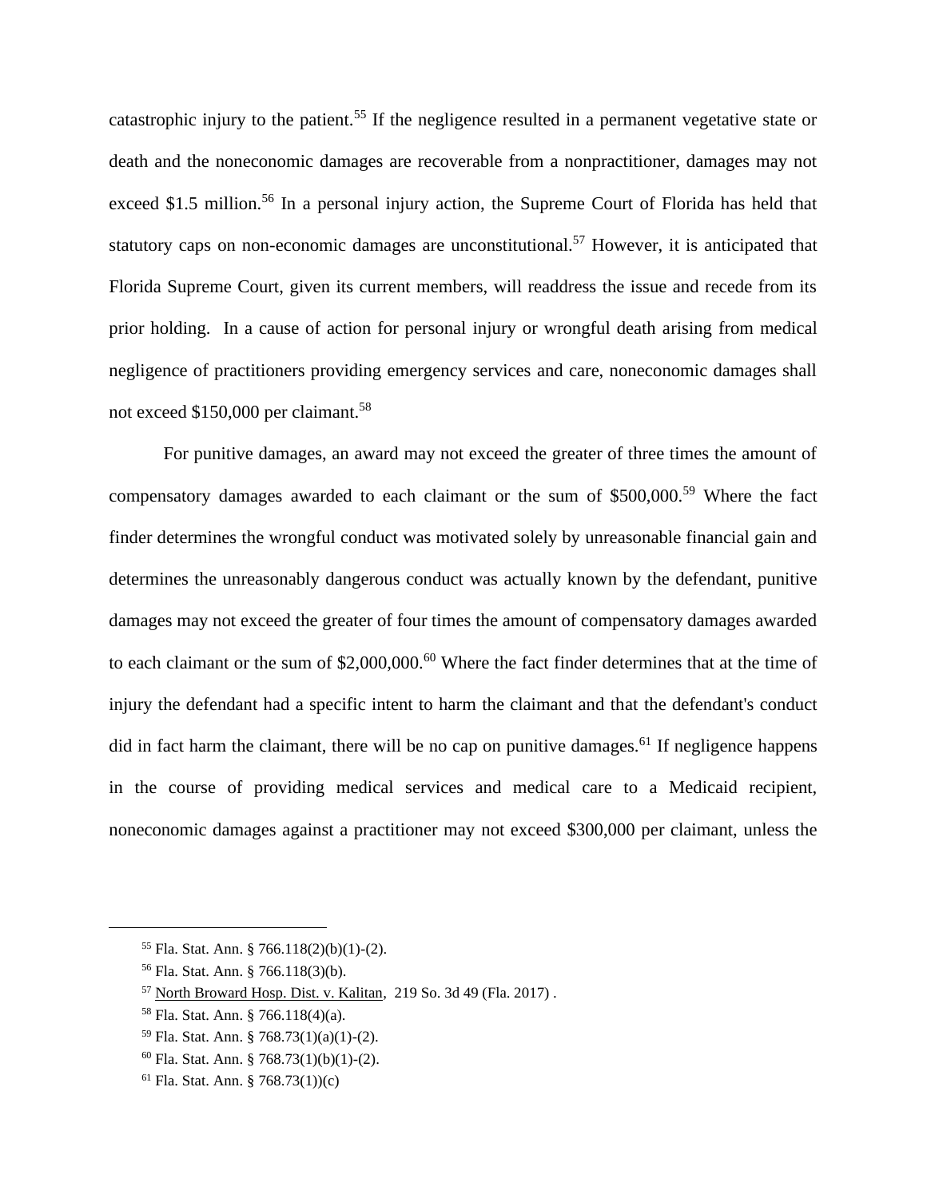catastrophic injury to the patient.[55] If the negligence resulted in a permanent vegetative state or death and the noneconomic damages are recoverable from a nonpractitioner, damages may not exceed $1.5 million.[56] In a personal injury action, the Supreme Court of Florida has held that statutory caps on non-economic damages are unconstitutional.[57] However, it is anticipated that Florida Supreme Court, given its current members, will readdress the issue and recede from its prior holding. In a cause of action for personal injury or wrongful death arising from medical negligence of practitioners providing emergency services and care, noneconomic damages shall not exceed $150,000 per claimant.[58]

For punitive damages, an award may not exceed the greater of three times the amount of compensatory damages awarded to each claimant or the sum of $500,000.[59] Where the fact finder determines the wrongful conduct was motivated solely by unreasonable financial gain and determines the unreasonably dangerous conduct was actually known by the defendant, punitive damages may not exceed the greater of four times the amount of compensatory damages awarded to each claimant or the sum of $2,000,000.[60] Where the fact finder determines that at the time of injury the defendant had a specific intent to harm the claimant and that the defendant's conduct did in fact harm the claimant, there will be no cap on punitive damages.[61] If negligence happens in the course of providing medical services and medical care to a Medicaid recipient, noneconomic damages against a practitioner may not exceed $300,000 per claimant, unless the

---

[55] Fla. Stat. Ann. § 766.118(2)(b)(1)-(2).

[56] Fla. Stat. Ann. § 766.118(3)(b).

[57] North Broward Hosp. Dist. v. Kalitan, 219 So. 3d 49 (Fla. 2017) .

[58] Fla. Stat. Ann. § 766.118(4)(a).

[59] Fla. Stat. Ann. § 768.73(1)(a)(1)-(2).

[60] Fla. Stat. Ann. § 768.73(1)(b)(1)-(2).

[61] Fla. Stat. Ann. § 768.73(1))(c)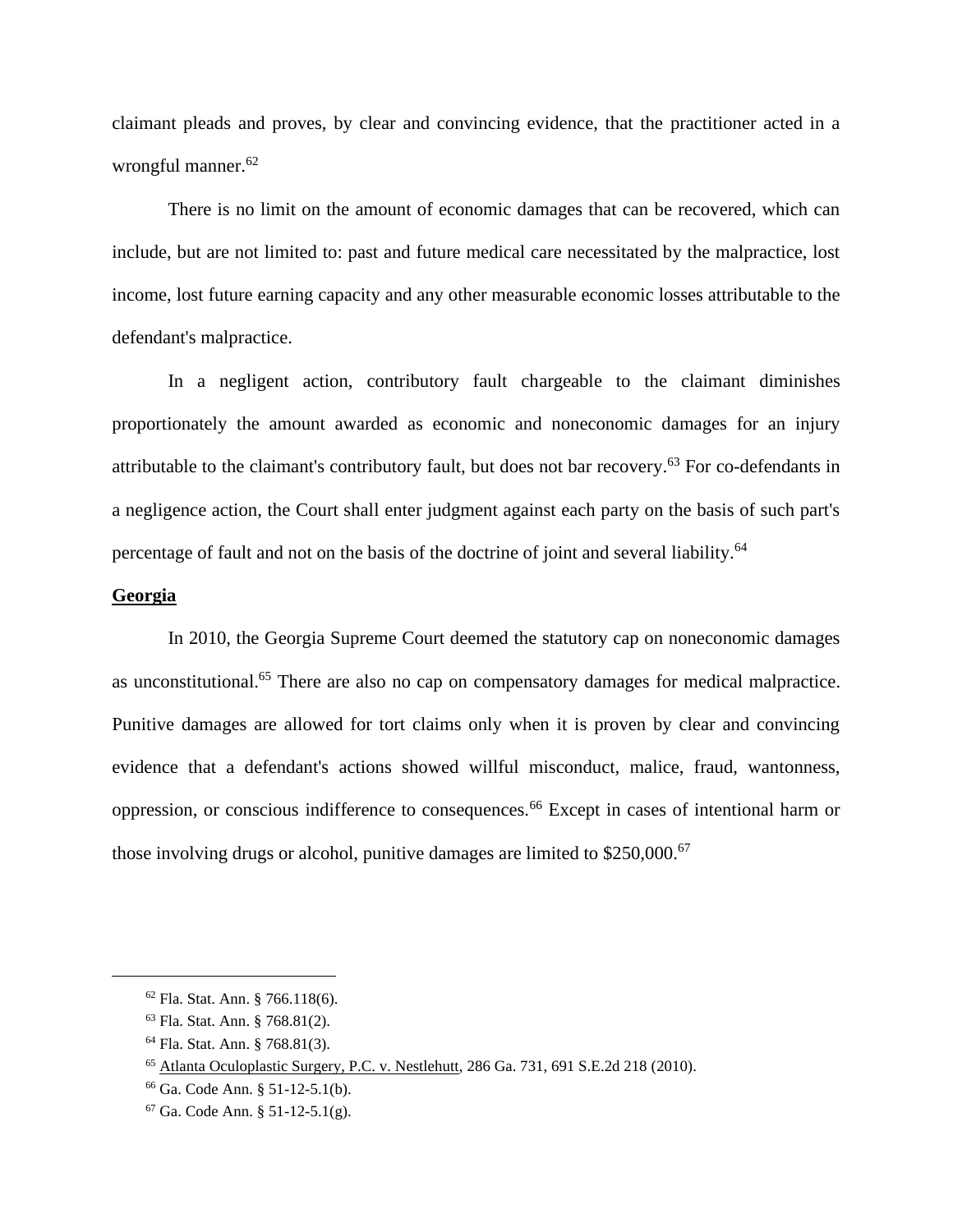claimant pleads and proves, by clear and convincing evidence, that the practitioner acted in a wrongful manner.[62]

There is no limit on the amount of economic damages that can be recovered, which can include, but are not limited to: past and future medical care necessitated by the malpractice, lost income, lost future earning capacity and any other measurable economic losses attributable to the defendant's malpractice.

In a negligent action, contributory fault chargeable to the claimant diminishes proportionately the amount awarded as economic and noneconomic damages for an injury attributable to the claimant's contributory fault, but does not bar recovery.[63] For co-defendants in a negligence action, the Court shall enter judgment against each party on the basis of such part's percentage of fault and not on the basis of the doctrine of joint and several liability.[64]

**Georgia**

In 2010, the Georgia Supreme Court deemed the statutory cap on noneconomic damages as unconstitutional.[65] There are also no cap on compensatory damages for medical malpractice. Punitive damages are allowed for tort claims only when it is proven by clear and convincing evidence that a defendant's actions showed willful misconduct, malice, fraud, wantonness, oppression, or conscious indifference to consequences.[66] Except in cases of intentional harm or those involving drugs or alcohol, punitive damages are limited to $250,000.[67]

---

[62] Fla. Stat. Ann. § 766.118(6).

[63] Fla. Stat. Ann. § 768.81(2).

[64] Fla. Stat. Ann. § 768.81(3).

[65] Atlanta Oculoplastic Surgery, P.C. v. Nestlehutt, 286 Ga. 731, 691 S.E.2d 218 (2010).

[66] Ga. Code Ann. § 51-12-5.1(b).

[67] Ga. Code Ann. § 51-12-5.1(g).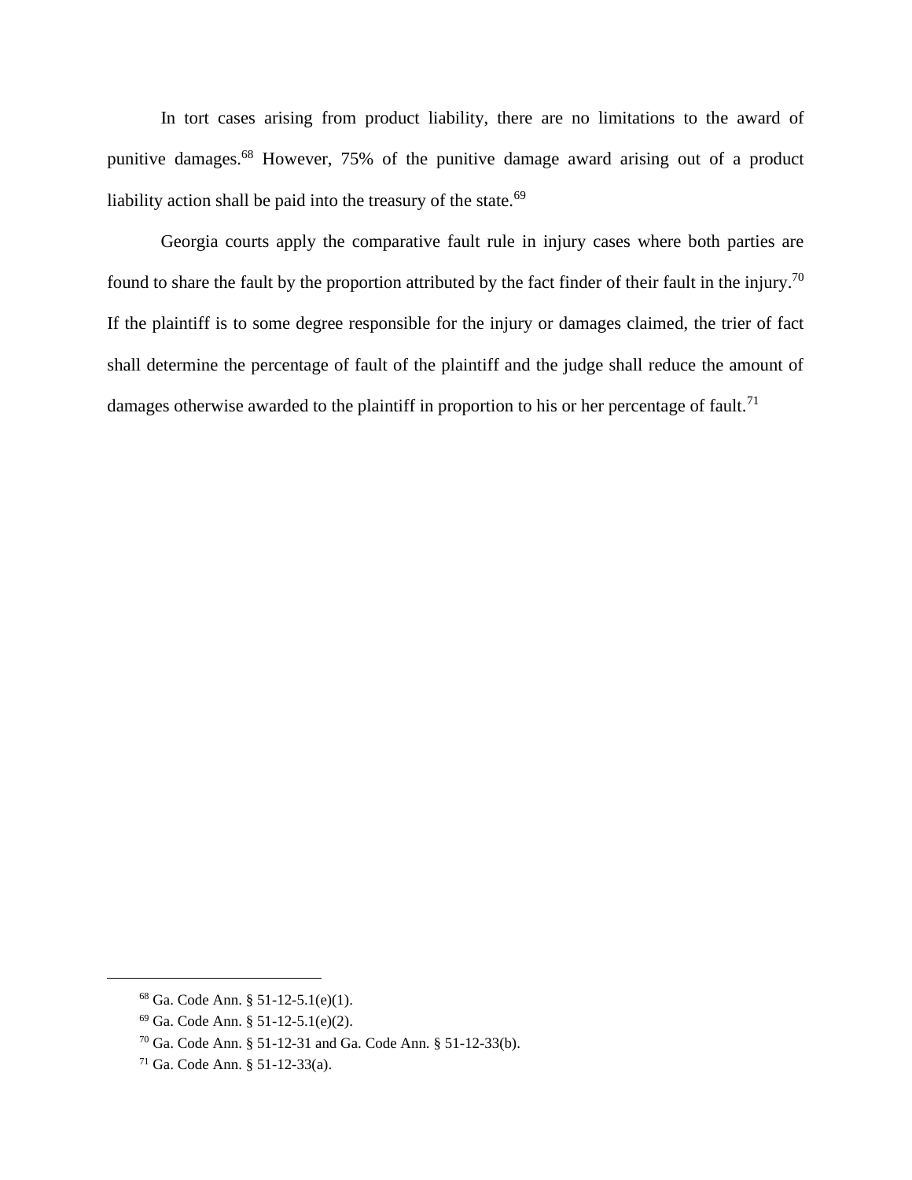In tort cases arising from product liability, there are no limitations to the award of punitive damages.[68] However, 75% of the punitive damage award arising out of a product liability action shall be paid into the treasury of the state.[69]

Georgia courts apply the comparative fault rule in injury cases where both parties are found to share the fault by the proportion attributed by the fact finder of their fault in the injury.[70] If the plaintiff is to some degree responsible for the injury or damages claimed, the trier of fact shall determine the percentage of fault of the plaintiff and the judge shall reduce the amount of damages otherwise awarded to the plaintiff in proportion to his or her percentage of fault.[71]

---

[68] Ga. Code Ann. § 51-12-5.1(e)(1).

[69] Ga. Code Ann. § 51-12-5.1(e)(2).

[70] Ga. Code Ann. § 51-12-31 and Ga. Code Ann. § 51-12-33(b).

[71] Ga. Code Ann. § 51-12-33(a).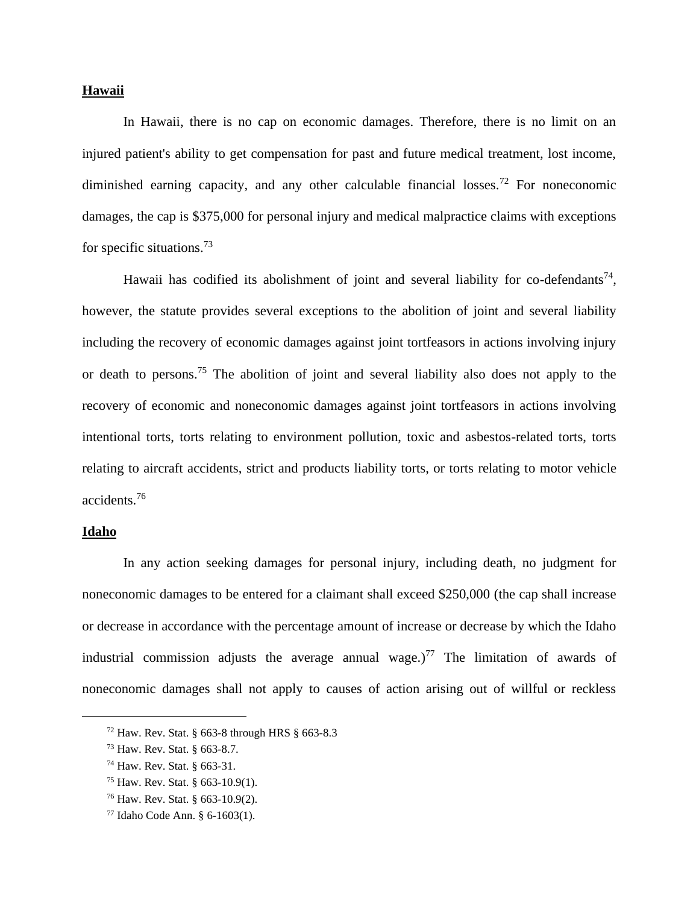**Hawaii**

In Hawaii, there is no cap on economic damages. Therefore, there is no limit on an injured patient's ability to get compensation for past and future medical treatment, lost income, diminished earning capacity, and any other calculable financial losses.[72] For noneconomic damages, the cap is $375,000 for personal injury and medical malpractice claims with exceptions for specific situations.[73]

Hawaii has codified its abolishment of joint and several liability for co-defendants[74], however, the statute provides several exceptions to the abolition of joint and several liability including the recovery of economic damages against joint tortfeasors in actions involving injury or death to persons.[75] The abolition of joint and several liability also does not apply to the recovery of economic and noneconomic damages against joint tortfeasors in actions involving intentional torts, torts relating to environment pollution, toxic and asbestos-related torts, torts relating to aircraft accidents, strict and products liability torts, or torts relating to motor vehicle accidents.[76]

**Idaho**

In any action seeking damages for personal injury, including death, no judgment for noneconomic damages to be entered for a claimant shall exceed $250,000 (the cap shall increase or decrease in accordance with the percentage amount of increase or decrease by which the Idaho industrial commission adjusts the average annual wage.)[77] The limitation of awards of noneconomic damages shall not apply to causes of action arising out of willful or reckless

---

[72] Haw. Rev. Stat. § 663-8 through HRS § 663-8.3

[73] Haw. Rev. Stat. § 663-8.7.

[74] Haw. Rev. Stat. § 663-31.

[75] Haw. Rev. Stat. § 663-10.9(1).

[76] Haw. Rev. Stat. § 663-10.9(2).

[77] Idaho Code Ann. § 6-1603(1).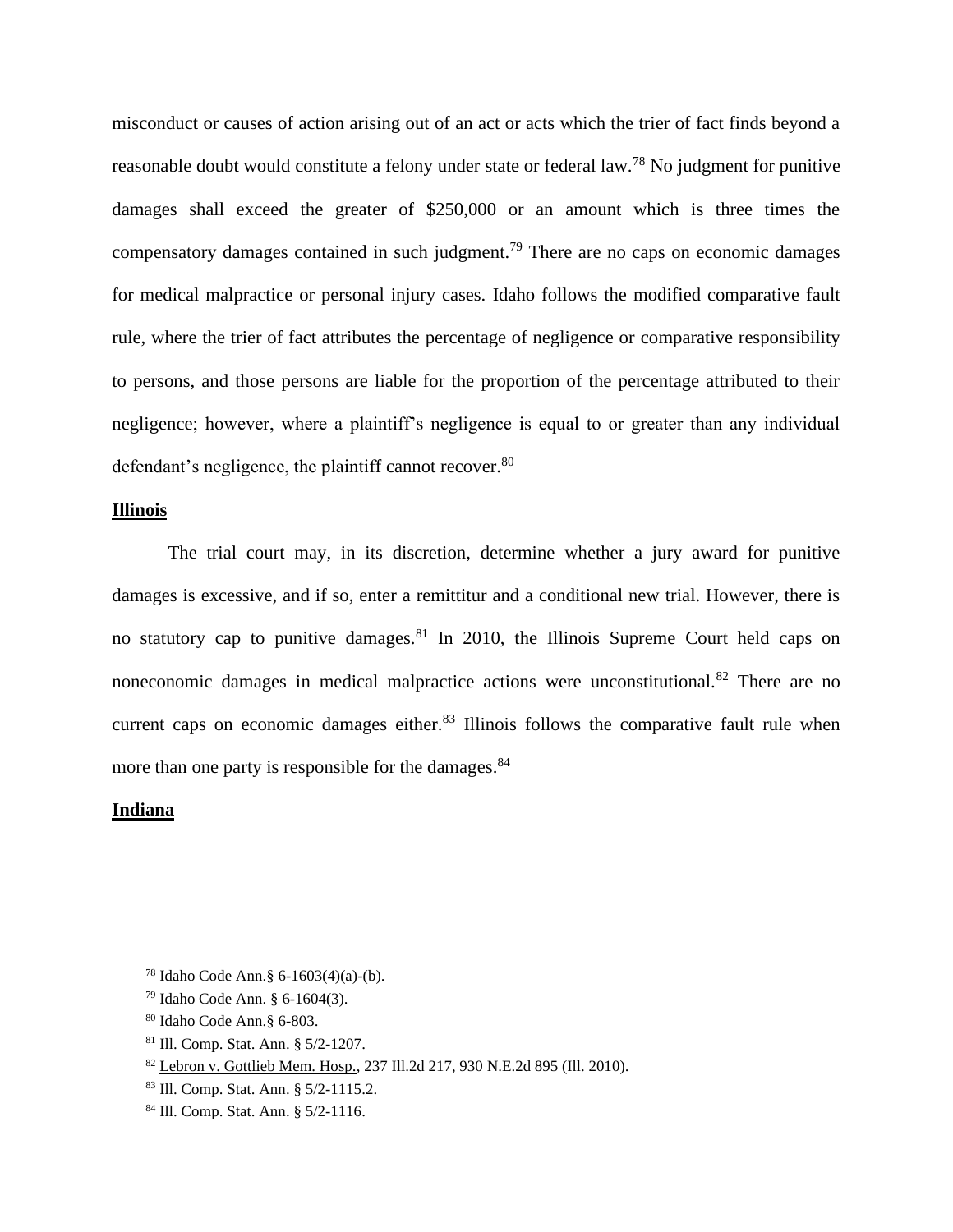misconduct or causes of action arising out of an act or acts which the trier of fact finds beyond a reasonable doubt would constitute a felony under state or federal law.[78] No judgment for punitive damages shall exceed the greater of $250,000 or an amount which is three times the compensatory damages contained in such judgment.[79] There are no caps on economic damages for medical malpractice or personal injury cases. Idaho follows the modified comparative fault rule, where the trier of fact attributes the percentage of negligence or comparative responsibility to persons, and those persons are liable for the proportion of the percentage attributed to their negligence; however, where a plaintiff's negligence is equal to or greater than any individual defendant's negligence, the plaintiff cannot recover.[80]

**Illinois**

The trial court may, in its discretion, determine whether a jury award for punitive damages is excessive, and if so, enter a remittitur and a conditional new trial. However, there is no statutory cap to punitive damages.[81] In 2010, the Illinois Supreme Court held caps on noneconomic damages in medical malpractice actions were unconstitutional.[82] There are no current caps on economic damages either.[83] Illinois follows the comparative fault rule when more than one party is responsible for the damages.[84]

**Indiana**

---

[78] Idaho Code Ann.§ 6-1603(4)(a)-(b).

[79] Idaho Code Ann. § 6-1604(3).

[80] Idaho Code Ann.§ 6-803.

[81] Ill. Comp. Stat. Ann. § 5/2-1207.

[82] Lebron v. Gottlieb Mem. Hosp., 237 Ill.2d 217, 930 N.E.2d 895 (Ill. 2010).

[83] Ill. Comp. Stat. Ann. § 5/2-1115.2.

[84] Ill. Comp. Stat. Ann. § 5/2-1116.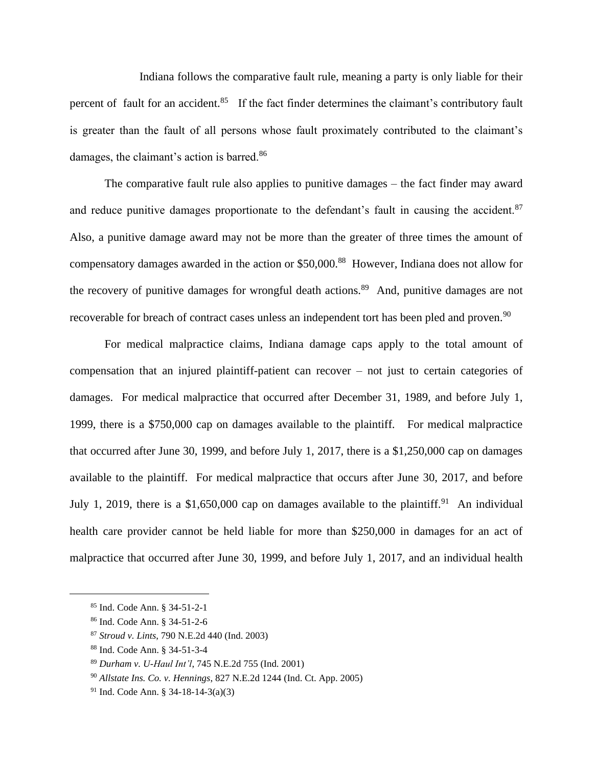Indiana follows the comparative fault rule, meaning a party is only liable for their percent of fault for an accident.[85] If the fact finder determines the claimant's contributory fault is greater than the fault of all persons whose fault proximately contributed to the claimant's damages, the claimant's action is barred.[86]

The comparative fault rule also applies to punitive damages – the fact finder may award and reduce punitive damages proportionate to the defendant's fault in causing the accident.[87] Also, a punitive damage award may not be more than the greater of three times the amount of compensatory damages awarded in the action or \$50,000.[88] However, Indiana does not allow for the recovery of punitive damages for wrongful death actions.[89] And, punitive damages are not recoverable for breach of contract cases unless an independent tort has been pled and proven.[90]

For medical malpractice claims, Indiana damage caps apply to the total amount of compensation that an injured plaintiff-patient can recover – not just to certain categories of damages. For medical malpractice that occurred after December 31, 1989, and before July 1, 1999, there is a \$750,000 cap on damages available to the plaintiff. For medical malpractice that occurred after June 30, 1999, and before July 1, 2017, there is a \$1,250,000 cap on damages available to the plaintiff. For medical malpractice that occurs after June 30, 2017, and before July 1, 2019, there is a \$1,650,000 cap on damages available to the plaintiff.[91] An individual health care provider cannot be held liable for more than \$250,000 in damages for an act of malpractice that occurred after June 30, 1999, and before July 1, 2017, and an individual health

---

[85] Ind. Code Ann. § 34-51-2-1

[86] Ind. Code Ann. § 34-51-2-6

[87] *Stroud v. Lints*, 790 N.E.2d 440 (Ind. 2003)

[88] Ind. Code Ann. § 34-51-3-4

[89] *Durham v. U-Haul Int'l*, 745 N.E.2d 755 (Ind. 2001)

[90] *Allstate Ins. Co. v. Hennings*, 827 N.E.2d 1244 (Ind. Ct. App. 2005)

[91] Ind. Code Ann. § 34-18-14-3(a)(3)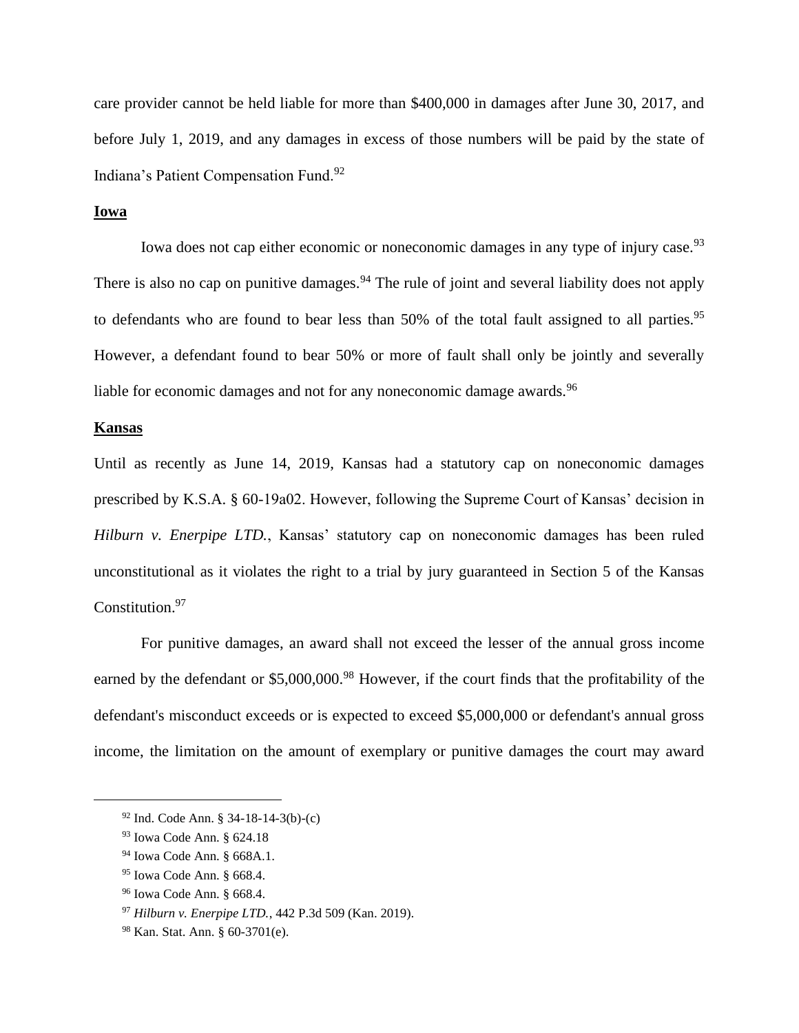care provider cannot be held liable for more than $400,000 in damages after June 30, 2017, and before July 1, 2019, and any damages in excess of those numbers will be paid by the state of Indiana's Patient Compensation Fund.[92]

**Iowa**

Iowa does not cap either economic or noneconomic damages in any type of injury case.[93] There is also no cap on punitive damages.[94] The rule of joint and several liability does not apply to defendants who are found to bear less than 50% of the total fault assigned to all parties.[95] However, a defendant found to bear 50% or more of fault shall only be jointly and severally liable for economic damages and not for any noneconomic damage awards.[96]

**Kansas**

Until as recently as June 14, 2019, Kansas had a statutory cap on noneconomic damages prescribed by K.S.A. § 60-19a02. However, following the Supreme Court of Kansas' decision in *Hilburn v. Enerpipe LTD.*, Kansas' statutory cap on noneconomic damages has been ruled unconstitutional as it violates the right to a trial by jury guaranteed in Section 5 of the Kansas Constitution.[97]

For punitive damages, an award shall not exceed the lesser of the annual gross income earned by the defendant or $5,000,000.[98] However, if the court finds that the profitability of the defendant's misconduct exceeds or is expected to exceed $5,000,000 or defendant's annual gross income, the limitation on the amount of exemplary or punitive damages the court may award

---

[92] Ind. Code Ann. § 34-18-14-3(b)-(c)

[93] Iowa Code Ann. § 624.18

[94] Iowa Code Ann. § 668A.1.

[95] Iowa Code Ann. § 668.4.

[96] Iowa Code Ann. § 668.4.

[97] *Hilburn v. Enerpipe LTD.*, 442 P.3d 509 (Kan. 2019).

[98] Kan. Stat. Ann. § 60-3701(e).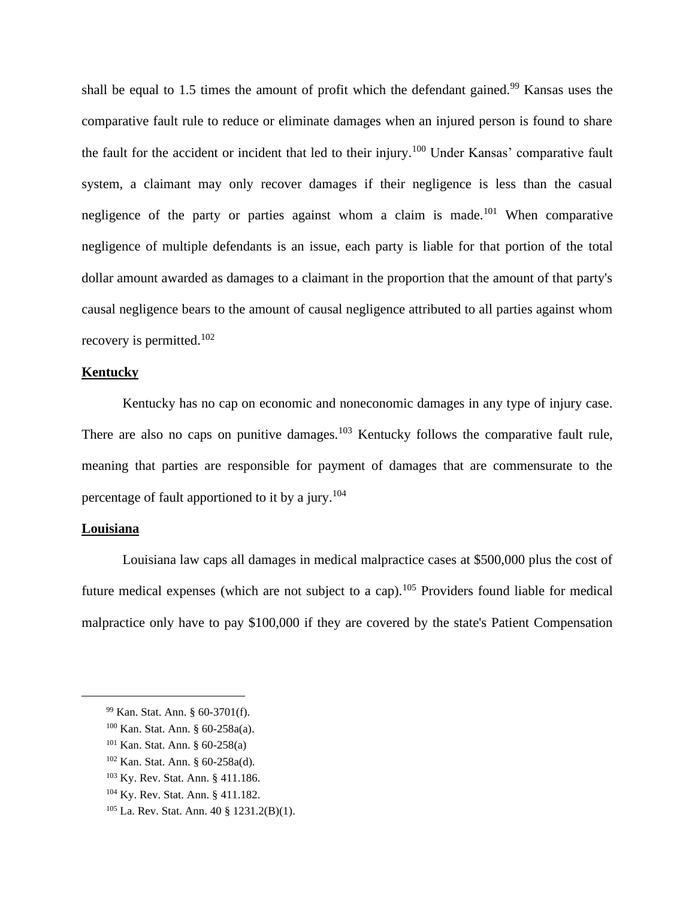shall be equal to 1.5 times the amount of profit which the defendant gained.[99] Kansas uses the comparative fault rule to reduce or eliminate damages when an injured person is found to share the fault for the accident or incident that led to their injury.[100] Under Kansas' comparative fault system, a claimant may only recover damages if their negligence is less than the casual negligence of the party or parties against whom a claim is made.[101] When comparative negligence of multiple defendants is an issue, each party is liable for that portion of the total dollar amount awarded as damages to a claimant in the proportion that the amount of that party's causal negligence bears to the amount of causal negligence attributed to all parties against whom recovery is permitted.[102]

**Kentucky**

Kentucky has no cap on economic and noneconomic damages in any type of injury case. There are also no caps on punitive damages.[103] Kentucky follows the comparative fault rule, meaning that parties are responsible for payment of damages that are commensurate to the percentage of fault apportioned to it by a jury.[104]

**Louisiana**

Louisiana law caps all damages in medical malpractice cases at $500,000 plus the cost of future medical expenses (which are not subject to a cap).[105] Providers found liable for medical malpractice only have to pay $100,000 if they are covered by the state's Patient Compensation

---

[99] Kan. Stat. Ann. § 60-3701(f).

[100] Kan. Stat. Ann. § 60-258a(a).

[101] Kan. Stat. Ann. § 60-258(a)

[102] Kan. Stat. Ann. § 60-258a(d).

[103] Ky. Rev. Stat. Ann. § 411.186.

[104] Ky. Rev. Stat. Ann. § 411.182.

[105] La. Rev. Stat. Ann. 40 § 1231.2(B)(1).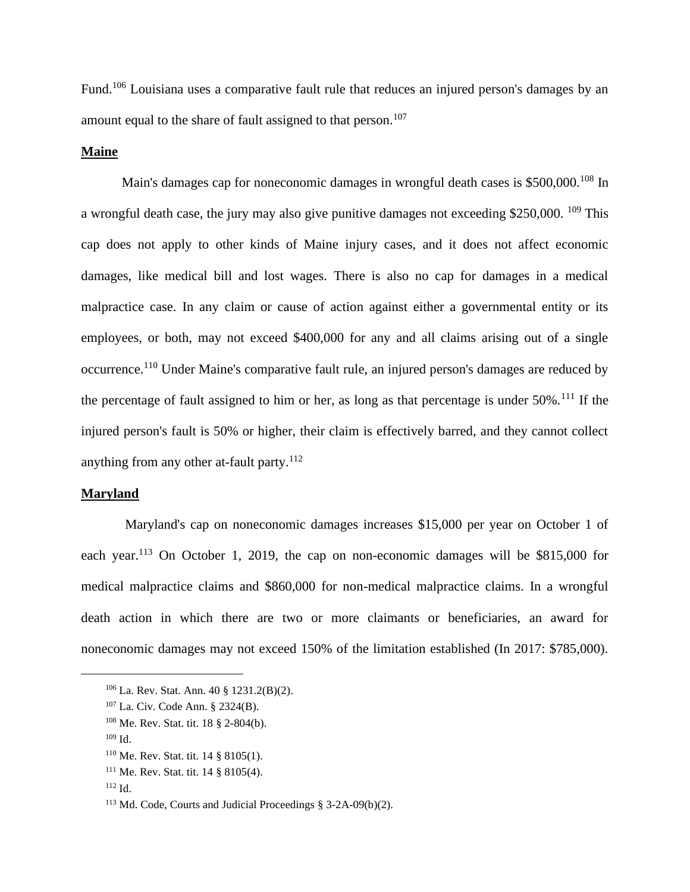Fund.[106] Louisiana uses a comparative fault rule that reduces an injured person's damages by an amount equal to the share of fault assigned to that person.[107]

**Maine**

Main's damages cap for noneconomic damages in wrongful death cases is $500,000.[108] In a wrongful death case, the jury may also give punitive damages not exceeding $250,000. [109] This cap does not apply to other kinds of Maine injury cases, and it does not affect economic damages, like medical bill and lost wages. There is also no cap for damages in a medical malpractice case. In any claim or cause of action against either a governmental entity or its employees, or both, may not exceed $400,000 for any and all claims arising out of a single occurrence.[110] Under Maine's comparative fault rule, an injured person's damages are reduced by the percentage of fault assigned to him or her, as long as that percentage is under 50%.[111] If the injured person's fault is 50% or higher, their claim is effectively barred, and they cannot collect anything from any other at-fault party.[112]

**Maryland**

Maryland's cap on noneconomic damages increases $15,000 per year on October 1 of each year.[113] On October 1, 2019, the cap on non-economic damages will be $815,000 for medical malpractice claims and $860,000 for non-medical malpractice claims. In a wrongful death action in which there are two or more claimants or beneficiaries, an award for noneconomic damages may not exceed 150% of the limitation established (In 2017: $785,000).

---

[106] La. Rev. Stat. Ann. 40 § 1231.2(B)(2).

[107] La. Civ. Code Ann. § 2324(B).

[108] Me. Rev. Stat. tit. 18 § 2-804(b).

[109] Id.

[110] Me. Rev. Stat. tit. 14 § 8105(1).

[111] Me. Rev. Stat. tit. 14 § 8105(4).

[112] Id.

[113] Md. Code, Courts and Judicial Proceedings § 3-2A-09(b)(2).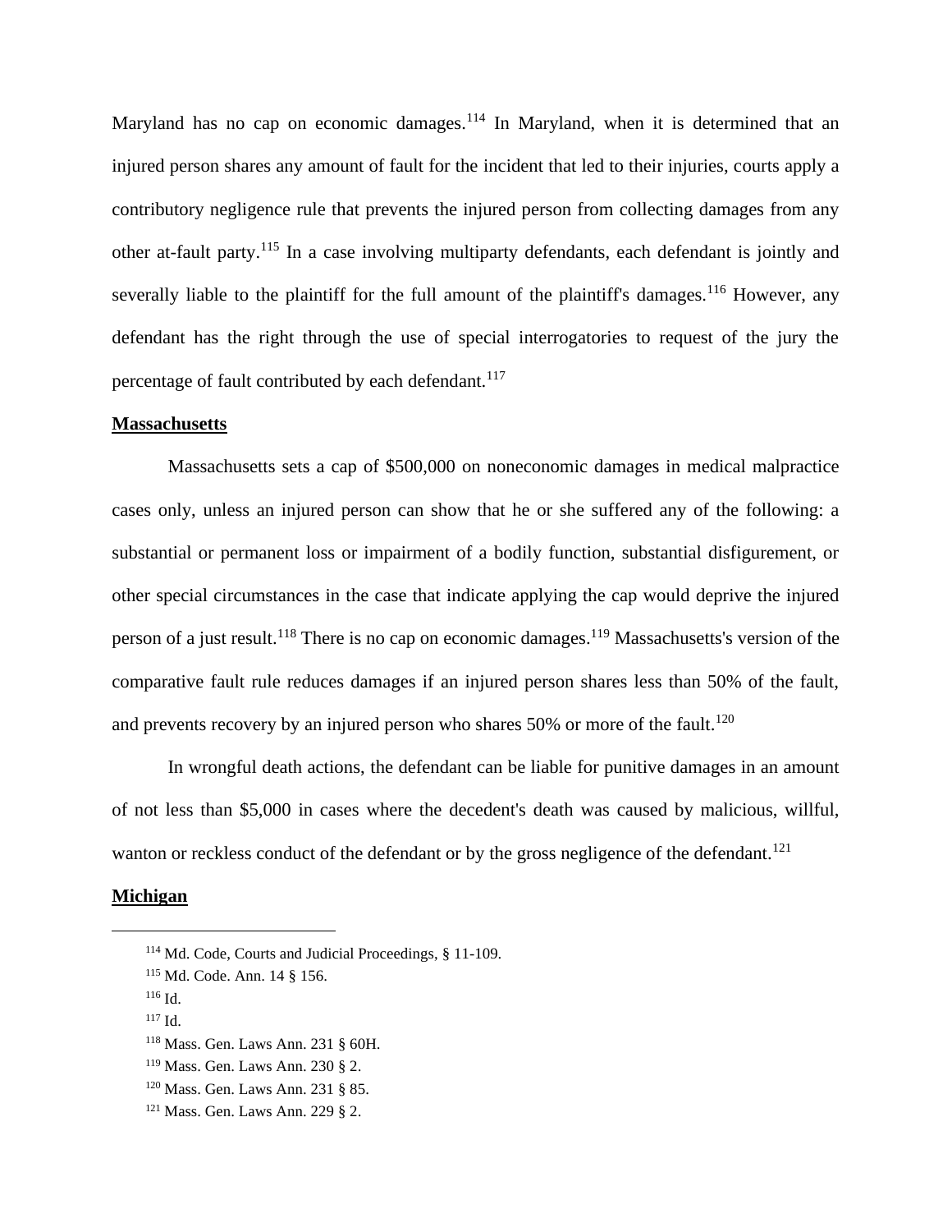Maryland has no cap on economic damages.[114] In Maryland, when it is determined that an injured person shares any amount of fault for the incident that led to their injuries, courts apply a contributory negligence rule that prevents the injured person from collecting damages from any other at-fault party.[115] In a case involving multiparty defendants, each defendant is jointly and severally liable to the plaintiff for the full amount of the plaintiff's damages.[116] However, any defendant has the right through the use of special interrogatories to request of the jury the percentage of fault contributed by each defendant.[117]

**Massachusetts**

Massachusetts sets a cap of $500,000 on noneconomic damages in medical malpractice cases only, unless an injured person can show that he or she suffered any of the following: a substantial or permanent loss or impairment of a bodily function, substantial disfigurement, or other special circumstances in the case that indicate applying the cap would deprive the injured person of a just result.[118] There is no cap on economic damages.[119] Massachusetts's version of the comparative fault rule reduces damages if an injured person shares less than 50% of the fault, and prevents recovery by an injured person who shares 50% or more of the fault.[120]

In wrongful death actions, the defendant can be liable for punitive damages in an amount of not less than $5,000 in cases where the decedent's death was caused by malicious, willful, wanton or reckless conduct of the defendant or by the gross negligence of the defendant.[121]

**Michigan**

---

[114] Md. Code, Courts and Judicial Proceedings, § 11-109.

[115] Md. Code. Ann. 14 § 156.

[116] Id.

[117] Id.

[118] Mass. Gen. Laws Ann. 231 § 60H.

[119] Mass. Gen. Laws Ann. 230 § 2.

[120] Mass. Gen. Laws Ann. 231 § 85.

[121] Mass. Gen. Laws Ann. 229 § 2.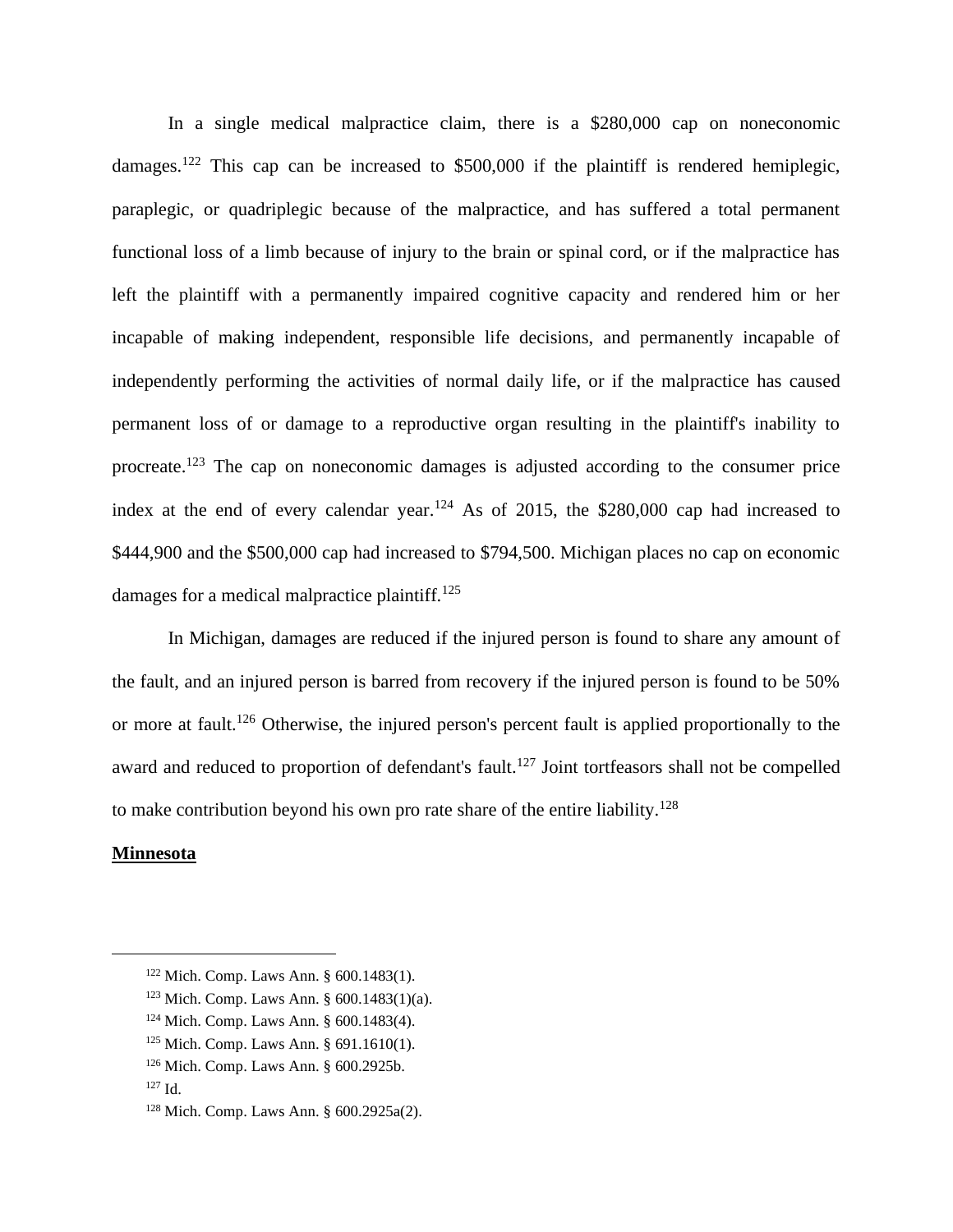In a single medical malpractice claim, there is a $280,000 cap on noneconomic damages.[122] This cap can be increased to $500,000 if the plaintiff is rendered hemiplegic, paraplegic, or quadriplegic because of the malpractice, and has suffered a total permanent functional loss of a limb because of injury to the brain or spinal cord, or if the malpractice has left the plaintiff with a permanently impaired cognitive capacity and rendered him or her incapable of making independent, responsible life decisions, and permanently incapable of independently performing the activities of normal daily life, or if the malpractice has caused permanent loss of or damage to a reproductive organ resulting in the plaintiff's inability to procreate.[123] The cap on noneconomic damages is adjusted according to the consumer price index at the end of every calendar year.[124] As of 2015, the $280,000 cap had increased to $444,900 and the $500,000 cap had increased to $794,500. Michigan places no cap on economic damages for a medical malpractice plaintiff.[125]

In Michigan, damages are reduced if the injured person is found to share any amount of the fault, and an injured person is barred from recovery if the injured person is found to be 50% or more at fault.[126] Otherwise, the injured person's percent fault is applied proportionally to the award and reduced to proportion of defendant's fault.[127] Joint tortfeasors shall not be compelled to make contribution beyond his own pro rate share of the entire liability.[128]

**Minnesota**

---

[122] Mich. Comp. Laws Ann. § 600.1483(1).

[123] Mich. Comp. Laws Ann. § 600.1483(1)(a).

[124] Mich. Comp. Laws Ann. § 600.1483(4).

[125] Mich. Comp. Laws Ann. § 691.1610(1).

[126] Mich. Comp. Laws Ann. § 600.2925b.

[127] Id.

[128] Mich. Comp. Laws Ann. § 600.2925a(2).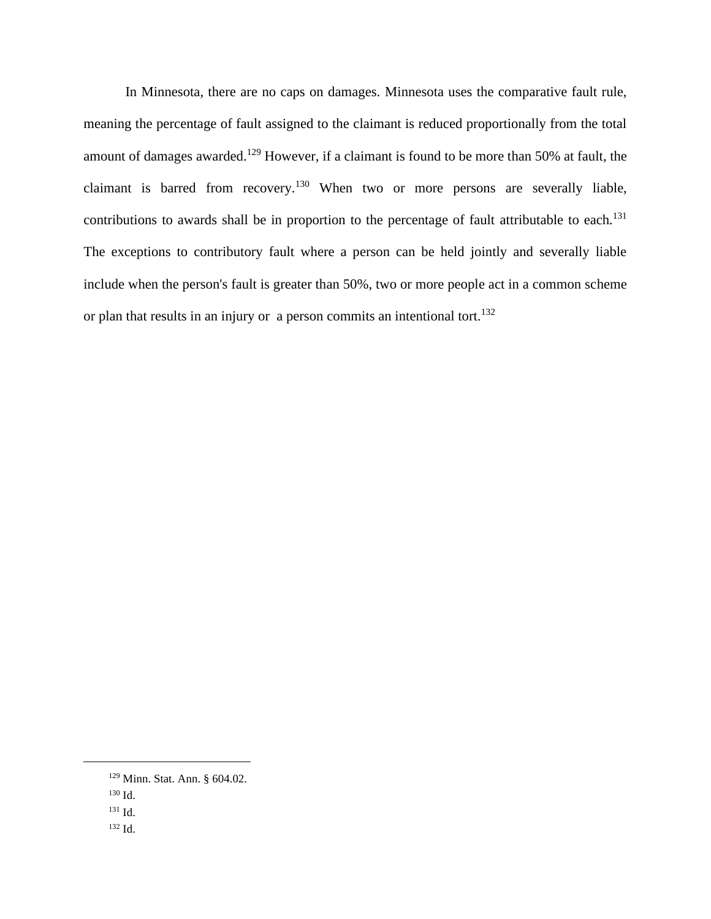In Minnesota, there are no caps on damages. Minnesota uses the comparative fault rule, meaning the percentage of fault assigned to the claimant is reduced proportionally from the total amount of damages awarded.[129] However, if a claimant is found to be more than 50% at fault, the claimant is barred from recovery.[130] When two or more persons are severally liable, contributions to awards shall be in proportion to the percentage of fault attributable to each.[131] The exceptions to contributory fault where a person can be held jointly and severally liable include when the person's fault is greater than 50%, two or more people act in a common scheme or plan that results in an injury or a person commits an intentional tort.[132]

---

[129] Minn. Stat. Ann. § 604.02.

[130] Id.

[131] Id.

[132] Id.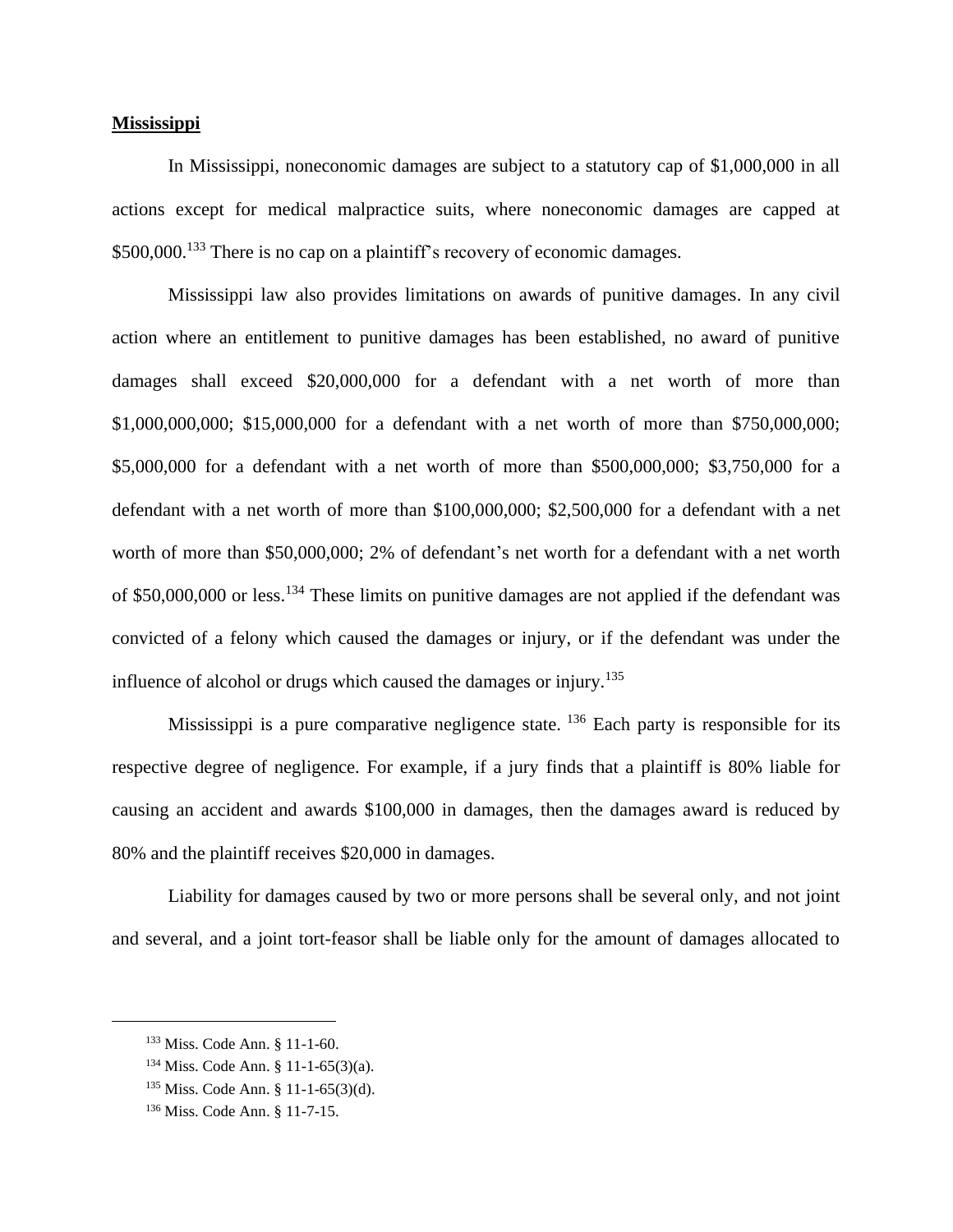**Mississippi**

In Mississippi, noneconomic damages are subject to a statutory cap of $1,000,000 in all actions except for medical malpractice suits, where noneconomic damages are capped at $500,000.[133] There is no cap on a plaintiff's recovery of economic damages.

Mississippi law also provides limitations on awards of punitive damages. In any civil action where an entitlement to punitive damages has been established, no award of punitive damages shall exceed $20,000,000 for a defendant with a net worth of more than $1,000,000,000; $15,000,000 for a defendant with a net worth of more than $750,000,000; $5,000,000 for a defendant with a net worth of more than $500,000,000; $3,750,000 for a defendant with a net worth of more than $100,000,000; $2,500,000 for a defendant with a net worth of more than $50,000,000; 2% of defendant's net worth for a defendant with a net worth of $50,000,000 or less.[134] These limits on punitive damages are not applied if the defendant was convicted of a felony which caused the damages or injury, or if the defendant was under the influence of alcohol or drugs which caused the damages or injury.[135]

Mississippi is a pure comparative negligence state. [136] Each party is responsible for its respective degree of negligence. For example, if a jury finds that a plaintiff is 80% liable for causing an accident and awards $100,000 in damages, then the damages award is reduced by 80% and the plaintiff receives $20,000 in damages.

Liability for damages caused by two or more persons shall be several only, and not joint and several, and a joint tort-feasor shall be liable only for the amount of damages allocated to

---

[133] Miss. Code Ann. § 11-1-60.

[134] Miss. Code Ann. § 11-1-65(3)(a).

[135] Miss. Code Ann. § 11-1-65(3)(d).

[136] Miss. Code Ann. § 11-7-15.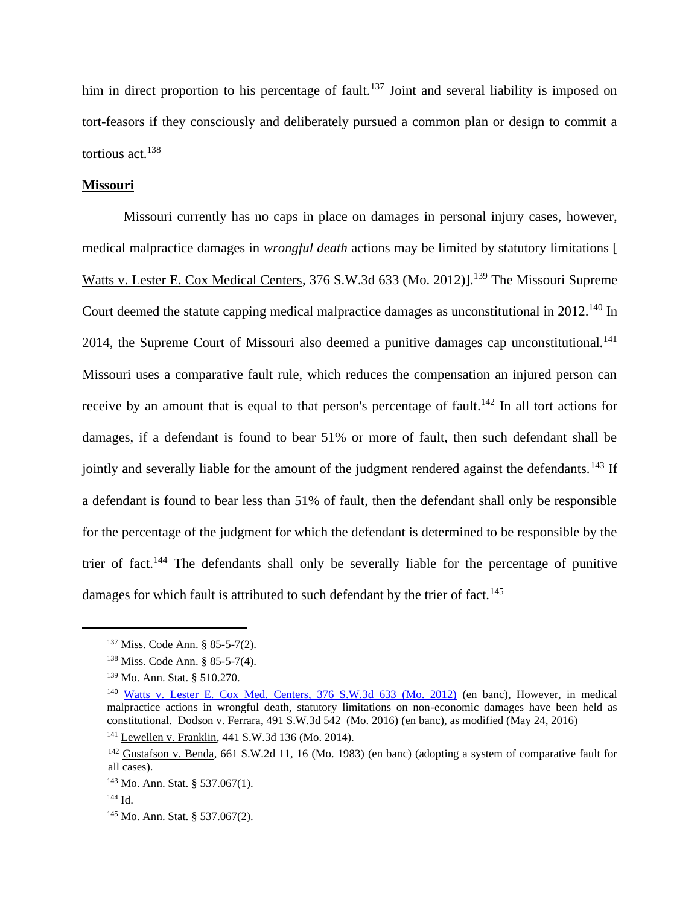him in direct proportion to his percentage of fault.[137] Joint and several liability is imposed on tort-feasors if they consciously and deliberately pursued a common plan or design to commit a tortious act.[138]

**Missouri**

Missouri currently has no caps in place on damages in personal injury cases, however, medical malpractice damages in *wrongful death* actions may be limited by statutory limitations [ Watts v. Lester E. Cox Medical Centers, 376 S.W.3d 633 (Mo. 2012)].[139] The Missouri Supreme Court deemed the statute capping medical malpractice damages as unconstitutional in 2012.[140] In 2014, the Supreme Court of Missouri also deemed a punitive damages cap unconstitutional.[141] Missouri uses a comparative fault rule, which reduces the compensation an injured person can receive by an amount that is equal to that person's percentage of fault.[142] In all tort actions for damages, if a defendant is found to bear 51% or more of fault, then such defendant shall be jointly and severally liable for the amount of the judgment rendered against the defendants.[143] If a defendant is found to bear less than 51% of fault, then the defendant shall only be responsible for the percentage of the judgment for which the defendant is determined to be responsible by the trier of fact.[144] The defendants shall only be severally liable for the percentage of punitive damages for which fault is attributed to such defendant by the trier of fact.[145]

---

[137] Miss. Code Ann. § 85-5-7(2).

[138] Miss. Code Ann. § 85-5-7(4).

[139] Mo. Ann. Stat. § 510.270.

[140] Watts v. Lester E. Cox Med. Centers, 376 S.W.3d 633 (Mo. 2012) (en banc), However, in medical malpractice actions in wrongful death, statutory limitations on non-economic damages have been held as constitutional. Dodson v. Ferrara, 491 S.W.3d 542 (Mo. 2016) (en banc), as modified (May 24, 2016)

[141] Lewellen v. Franklin, 441 S.W.3d 136 (Mo. 2014).

[142] Gustafson v. Benda, 661 S.W.2d 11, 16 (Mo. 1983) (en banc) (adopting a system of comparative fault for all cases).

[143] Mo. Ann. Stat. § 537.067(1).

[144] Id.

[145] Mo. Ann. Stat. § 537.067(2).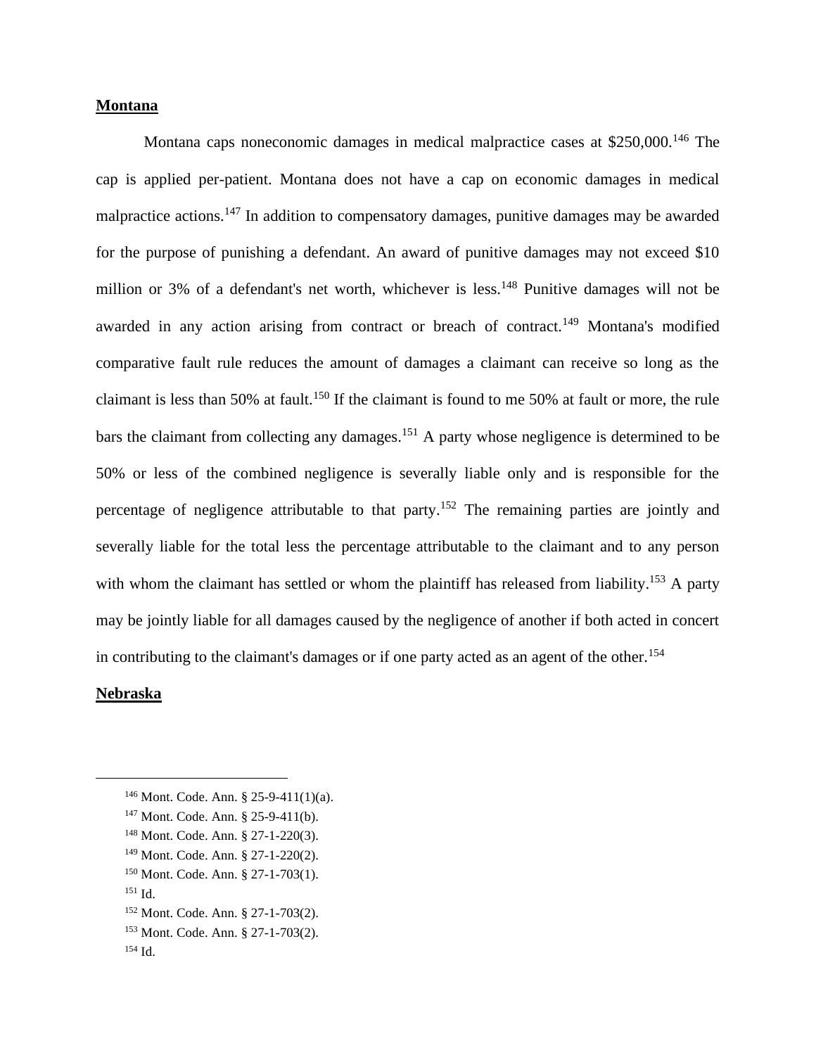**Montana**

Montana caps noneconomic damages in medical malpractice cases at $250,000.[146] The cap is applied per-patient. Montana does not have a cap on economic damages in medical malpractice actions.[147] In addition to compensatory damages, punitive damages may be awarded for the purpose of punishing a defendant. An award of punitive damages may not exceed $10 million or 3% of a defendant's net worth, whichever is less.[148] Punitive damages will not be awarded in any action arising from contract or breach of contract.[149] Montana's modified comparative fault rule reduces the amount of damages a claimant can receive so long as the claimant is less than 50% at fault.[150] If the claimant is found to me 50% at fault or more, the rule bars the claimant from collecting any damages.[151] A party whose negligence is determined to be 50% or less of the combined negligence is severally liable only and is responsible for the percentage of negligence attributable to that party.[152] The remaining parties are jointly and severally liable for the total less the percentage attributable to the claimant and to any person with whom the claimant has settled or whom the plaintiff has released from liability.[153] A party may be jointly liable for all damages caused by the negligence of another if both acted in concert in contributing to the claimant's damages or if one party acted as an agent of the other.[154]

**Nebraska**

---

[146] Mont. Code. Ann. § 25-9-411(1)(a).

[147] Mont. Code. Ann. § 25-9-411(b).

[148] Mont. Code. Ann. § 27-1-220(3).

[149] Mont. Code. Ann. § 27-1-220(2).

[150] Mont. Code. Ann. § 27-1-703(1).

[151] Id.

[152] Mont. Code. Ann. § 27-1-703(2).

[153] Mont. Code. Ann. § 27-1-703(2).

[154] Id.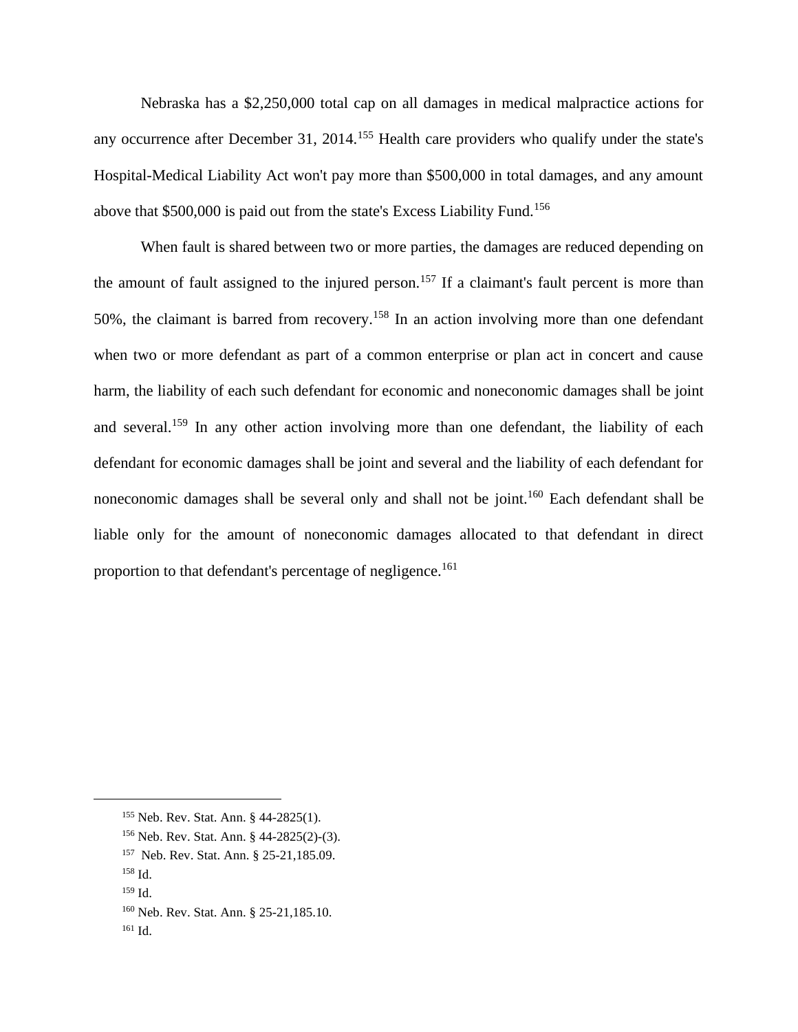Nebraska has a $2,250,000 total cap on all damages in medical malpractice actions for any occurrence after December 31, 2014.[155] Health care providers who qualify under the state's Hospital-Medical Liability Act won't pay more than $500,000 in total damages, and any amount above that $500,000 is paid out from the state's Excess Liability Fund.[156]

When fault is shared between two or more parties, the damages are reduced depending on the amount of fault assigned to the injured person.[157] If a claimant's fault percent is more than 50%, the claimant is barred from recovery.[158] In an action involving more than one defendant when two or more defendant as part of a common enterprise or plan act in concert and cause harm, the liability of each such defendant for economic and noneconomic damages shall be joint and several.[159] In any other action involving more than one defendant, the liability of each defendant for economic damages shall be joint and several and the liability of each defendant for noneconomic damages shall be several only and shall not be joint.[160] Each defendant shall be liable only for the amount of noneconomic damages allocated to that defendant in direct proportion to that defendant's percentage of negligence.[161]

---

[155] Neb. Rev. Stat. Ann. § 44-2825(1).

[156] Neb. Rev. Stat. Ann. § 44-2825(2)-(3).

[157] Neb. Rev. Stat. Ann. § 25-21,185.09.

[158] Id.

[159] Id.

[160] Neb. Rev. Stat. Ann. § 25-21,185.10.

[161] Id.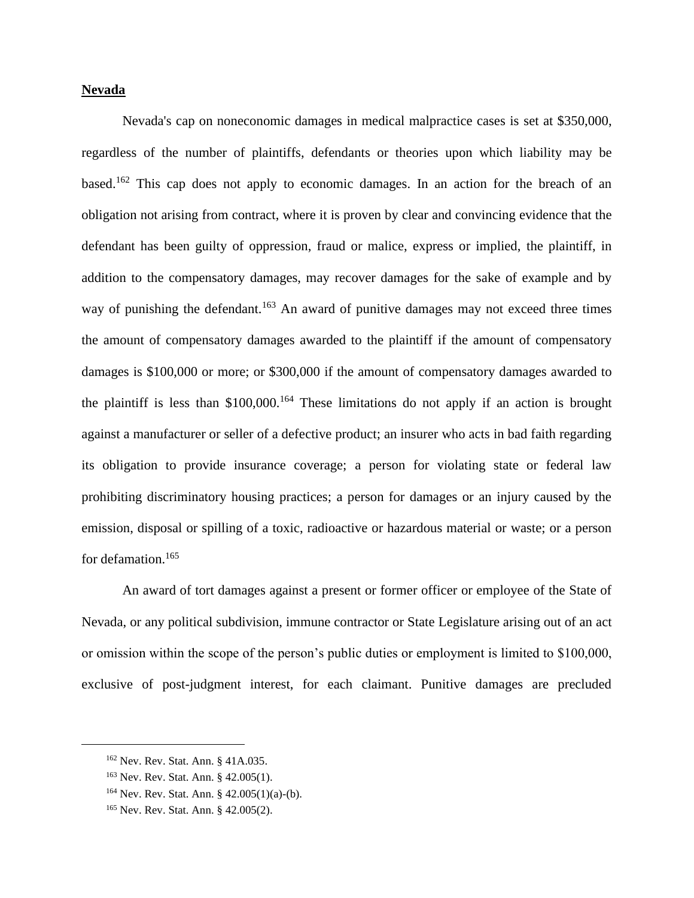**Nevada**

Nevada's cap on noneconomic damages in medical malpractice cases is set at $350,000, regardless of the number of plaintiffs, defendants or theories upon which liability may be based.[162] This cap does not apply to economic damages. In an action for the breach of an obligation not arising from contract, where it is proven by clear and convincing evidence that the defendant has been guilty of oppression, fraud or malice, express or implied, the plaintiff, in addition to the compensatory damages, may recover damages for the sake of example and by way of punishing the defendant.[163] An award of punitive damages may not exceed three times the amount of compensatory damages awarded to the plaintiff if the amount of compensatory damages is $100,000 or more; or $300,000 if the amount of compensatory damages awarded to the plaintiff is less than $100,000.[164] These limitations do not apply if an action is brought against a manufacturer or seller of a defective product; an insurer who acts in bad faith regarding its obligation to provide insurance coverage; a person for violating state or federal law prohibiting discriminatory housing practices; a person for damages or an injury caused by the emission, disposal or spilling of a toxic, radioactive or hazardous material or waste; or a person for defamation.[165]

An award of tort damages against a present or former officer or employee of the State of Nevada, or any political subdivision, immune contractor or State Legislature arising out of an act or omission within the scope of the person's public duties or employment is limited to $100,000, exclusive of post-judgment interest, for each claimant. Punitive damages are precluded

---

[162] Nev. Rev. Stat. Ann. § 41A.035.

[163] Nev. Rev. Stat. Ann. § 42.005(1).

[164] Nev. Rev. Stat. Ann. § 42.005(1)(a)-(b).

[165] Nev. Rev. Stat. Ann. § 42.005(2).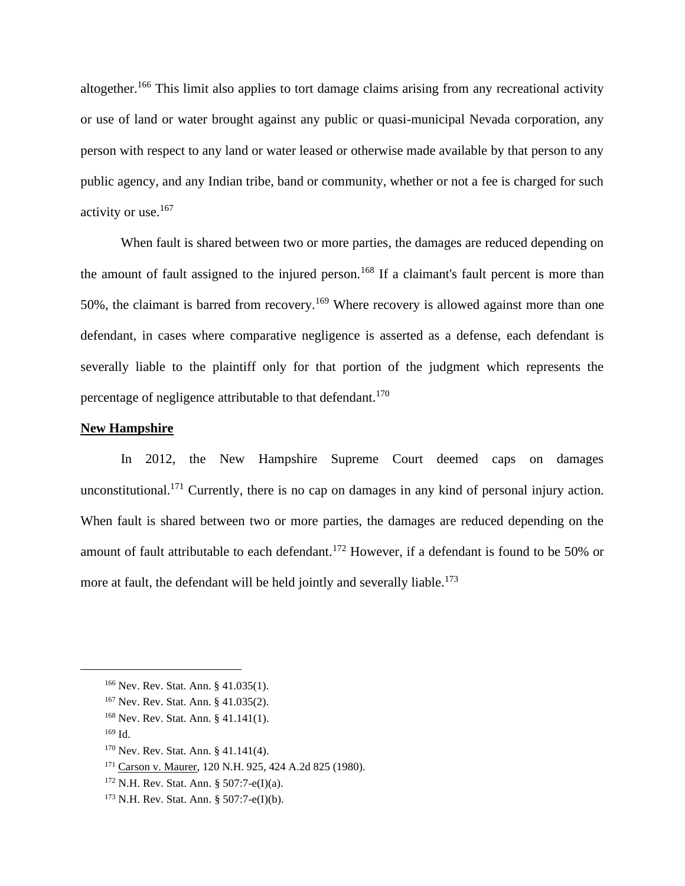altogether.[166] This limit also applies to tort damage claims arising from any recreational activity or use of land or water brought against any public or quasi-municipal Nevada corporation, any person with respect to any land or water leased or otherwise made available by that person to any public agency, and any Indian tribe, band or community, whether or not a fee is charged for such activity or use.[167]

When fault is shared between two or more parties, the damages are reduced depending on the amount of fault assigned to the injured person.[168] If a claimant's fault percent is more than 50%, the claimant is barred from recovery.[169] Where recovery is allowed against more than one defendant, in cases where comparative negligence is asserted as a defense, each defendant is severally liable to the plaintiff only for that portion of the judgment which represents the percentage of negligence attributable to that defendant.[170]

**New Hampshire**

In 2012, the New Hampshire Supreme Court deemed caps on damages unconstitutional.[171] Currently, there is no cap on damages in any kind of personal injury action. When fault is shared between two or more parties, the damages are reduced depending on the amount of fault attributable to each defendant.[172] However, if a defendant is found to be 50% or more at fault, the defendant will be held jointly and severally liable.[173]

---

[166] Nev. Rev. Stat. Ann. § 41.035(1).

[167] Nev. Rev. Stat. Ann. § 41.035(2).

[168] Nev. Rev. Stat. Ann. § 41.141(1).

[169] Id.

[170] Nev. Rev. Stat. Ann. § 41.141(4).

[171] Carson v. Maurer, 120 N.H. 925, 424 A.2d 825 (1980).

[172] N.H. Rev. Stat. Ann. § 507:7-e(I)(a).

[173] N.H. Rev. Stat. Ann. § 507:7-e(I)(b).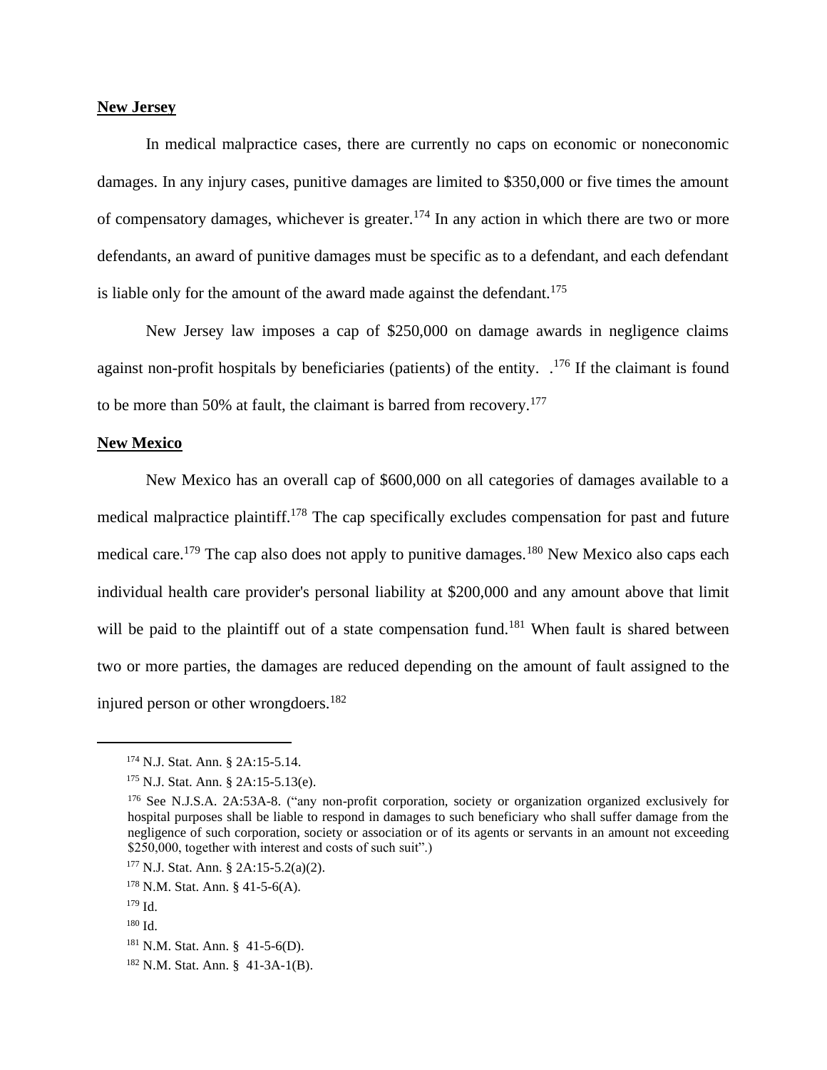**New Jersey**

In medical malpractice cases, there are currently no caps on economic or noneconomic damages. In any injury cases, punitive damages are limited to $350,000 or five times the amount of compensatory damages, whichever is greater.[174] In any action in which there are two or more defendants, an award of punitive damages must be specific as to a defendant, and each defendant is liable only for the amount of the award made against the defendant.[175]

New Jersey law imposes a cap of $250,000 on damage awards in negligence claims against non-profit hospitals by beneficiaries (patients) of the entity. .[176] If the claimant is found to be more than 50% at fault, the claimant is barred from recovery.[177]

**New Mexico**

New Mexico has an overall cap of $600,000 on all categories of damages available to a medical malpractice plaintiff.[178] The cap specifically excludes compensation for past and future medical care.[179] The cap also does not apply to punitive damages.[180] New Mexico also caps each individual health care provider's personal liability at $200,000 and any amount above that limit will be paid to the plaintiff out of a state compensation fund.[181] When fault is shared between two or more parties, the damages are reduced depending on the amount of fault assigned to the injured person or other wrongdoers.[182]

---

[174] N.J. Stat. Ann. § 2A:15-5.14.

[175] N.J. Stat. Ann. § 2A:15-5.13(e).

[176] See N.J.S.A. 2A:53A-8. ("any non-profit corporation, society or organization organized exclusively for hospital purposes shall be liable to respond in damages to such beneficiary who shall suffer damage from the negligence of such corporation, society or association or of its agents or servants in an amount not exceeding $250,000, together with interest and costs of such suit".)

[177] N.J. Stat. Ann. § 2A:15-5.2(a)(2).

[178] N.M. Stat. Ann. § 41-5-6(A).

[179] Id.

[180] Id.

[181] N.M. Stat. Ann. § 41-5-6(D).

[182] N.M. Stat. Ann. § 41-3A-1(B).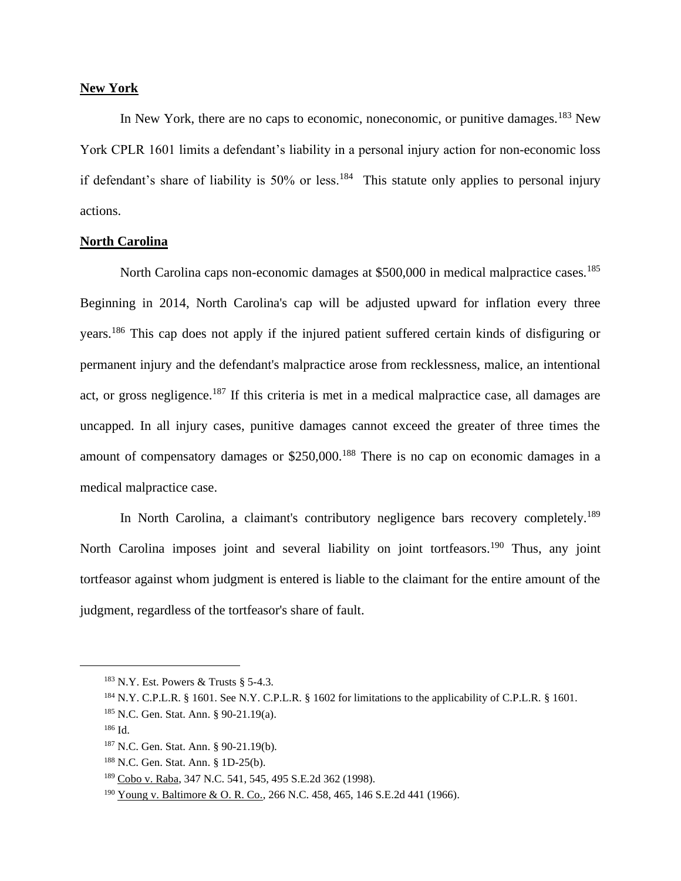**New York**

In New York, there are no caps to economic, noneconomic, or punitive damages.[183] New York CPLR 1601 limits a defendant's liability in a personal injury action for non-economic loss if defendant's share of liability is 50% or less.[184] This statute only applies to personal injury actions.

**North Carolina**

North Carolina caps non-economic damages at $500,000 in medical malpractice cases.[185] Beginning in 2014, North Carolina's cap will be adjusted upward for inflation every three years.[186] This cap does not apply if the injured patient suffered certain kinds of disfiguring or permanent injury and the defendant's malpractice arose from recklessness, malice, an intentional act, or gross negligence.[187] If this criteria is met in a medical malpractice case, all damages are uncapped. In all injury cases, punitive damages cannot exceed the greater of three times the amount of compensatory damages or $250,000.[188] There is no cap on economic damages in a medical malpractice case.

In North Carolina, a claimant's contributory negligence bars recovery completely.[189] North Carolina imposes joint and several liability on joint tortfeasors.[190] Thus, any joint tortfeasor against whom judgment is entered is liable to the claimant for the entire amount of the judgment, regardless of the tortfeasor's share of fault.

---

[183] N.Y. Est. Powers & Trusts § 5-4.3.

[184] N.Y. C.P.L.R. § 1601. See N.Y. C.P.L.R. § 1602 for limitations to the applicability of C.P.L.R. § 1601.

[185] N.C. Gen. Stat. Ann. § 90-21.19(a).

[186] Id.

[187] N.C. Gen. Stat. Ann. § 90-21.19(b).

[188] N.C. Gen. Stat. Ann. § 1D-25(b).

[189] Cobo v. Raba, 347 N.C. 541, 545, 495 S.E.2d 362 (1998).

[190] Young v. Baltimore & O. R. Co., 266 N.C. 458, 465, 146 S.E.2d 441 (1966).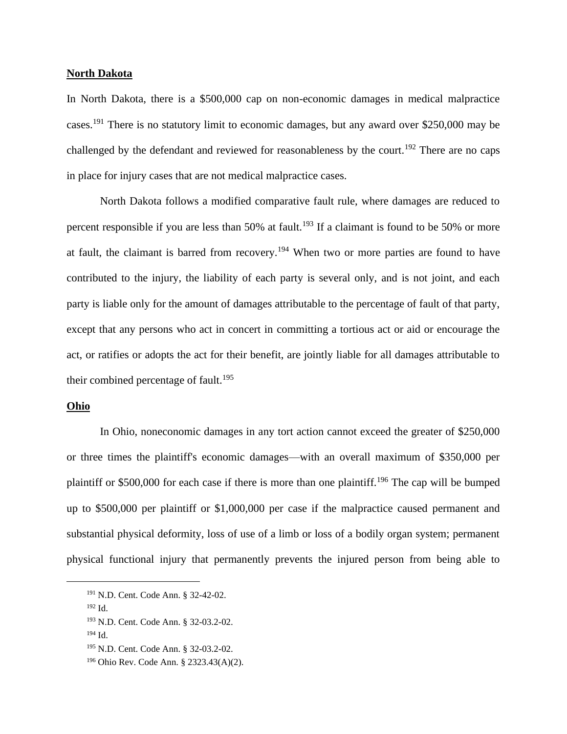**North Dakota**

In North Dakota, there is a $500,000 cap on non-economic damages in medical malpractice cases.[191] There is no statutory limit to economic damages, but any award over $250,000 may be challenged by the defendant and reviewed for reasonableness by the court.[192] There are no caps in place for injury cases that are not medical malpractice cases.

North Dakota follows a modified comparative fault rule, where damages are reduced to percent responsible if you are less than 50% at fault.[193] If a claimant is found to be 50% or more at fault, the claimant is barred from recovery.[194] When two or more parties are found to have contributed to the injury, the liability of each party is several only, and is not joint, and each party is liable only for the amount of damages attributable to the percentage of fault of that party, except that any persons who act in concert in committing a tortious act or aid or encourage the act, or ratifies or adopts the act for their benefit, are jointly liable for all damages attributable to their combined percentage of fault.[195]

**Ohio**

In Ohio, noneconomic damages in any tort action cannot exceed the greater of $250,000 or three times the plaintiff's economic damages—with an overall maximum of $350,000 per plaintiff or $500,000 for each case if there is more than one plaintiff.[196] The cap will be bumped up to $500,000 per plaintiff or $1,000,000 per case if the malpractice caused permanent and substantial physical deformity, loss of use of a limb or loss of a bodily organ system; permanent physical functional injury that permanently prevents the injured person from being able to

---

[191] N.D. Cent. Code Ann. § 32-42-02.

[192] Id.

[193] N.D. Cent. Code Ann. § 32-03.2-02.

[194] Id.

[195] N.D. Cent. Code Ann. § 32-03.2-02.

[196] Ohio Rev. Code Ann. § 2323.43(A)(2).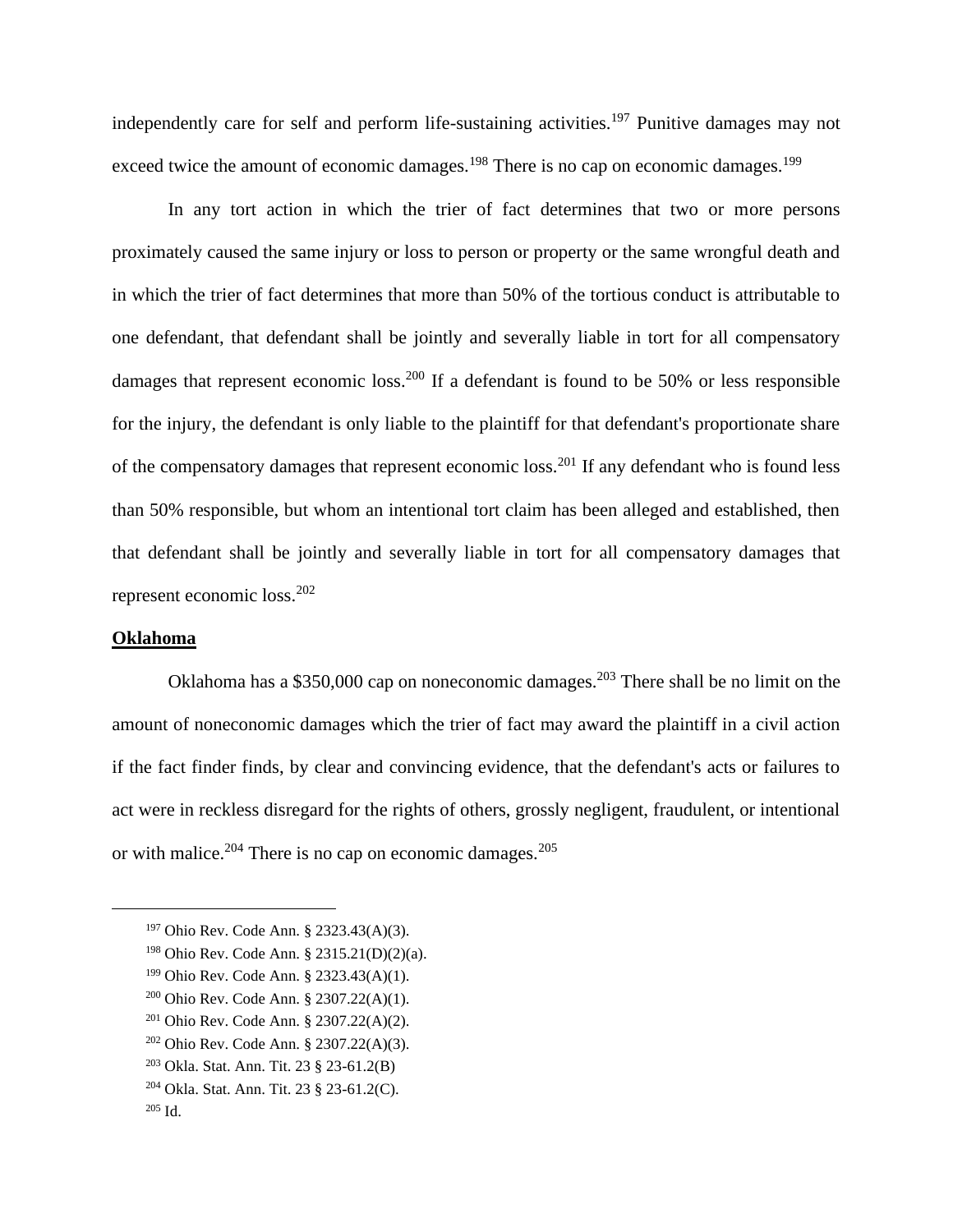independently care for self and perform life-sustaining activities.[197] Punitive damages may not exceed twice the amount of economic damages.[198] There is no cap on economic damages.[199]

In any tort action in which the trier of fact determines that two or more persons proximately caused the same injury or loss to person or property or the same wrongful death and in which the trier of fact determines that more than 50% of the tortious conduct is attributable to one defendant, that defendant shall be jointly and severally liable in tort for all compensatory damages that represent economic loss.[200] If a defendant is found to be 50% or less responsible for the injury, the defendant is only liable to the plaintiff for that defendant's proportionate share of the compensatory damages that represent economic loss.[201] If any defendant who is found less than 50% responsible, but whom an intentional tort claim has been alleged and established, then that defendant shall be jointly and severally liable in tort for all compensatory damages that represent economic loss.[202]

**Oklahoma**

Oklahoma has a $350,000 cap on noneconomic damages.[203] There shall be no limit on the amount of noneconomic damages which the trier of fact may award the plaintiff in a civil action if the fact finder finds, by clear and convincing evidence, that the defendant's acts or failures to act were in reckless disregard for the rights of others, grossly negligent, fraudulent, or intentional or with malice.[204] There is no cap on economic damages.[205]

---

[197] Ohio Rev. Code Ann. § 2323.43(A)(3).

[198] Ohio Rev. Code Ann. § 2315.21(D)(2)(a).

[199] Ohio Rev. Code Ann. § 2323.43(A)(1).

[200] Ohio Rev. Code Ann. § 2307.22(A)(1).

[201] Ohio Rev. Code Ann. § 2307.22(A)(2).

[202] Ohio Rev. Code Ann. § 2307.22(A)(3).

[203] Okla. Stat. Ann. Tit. 23 § 23-61.2(B)

[204] Okla. Stat. Ann. Tit. 23 § 23-61.2(C).

[205] Id.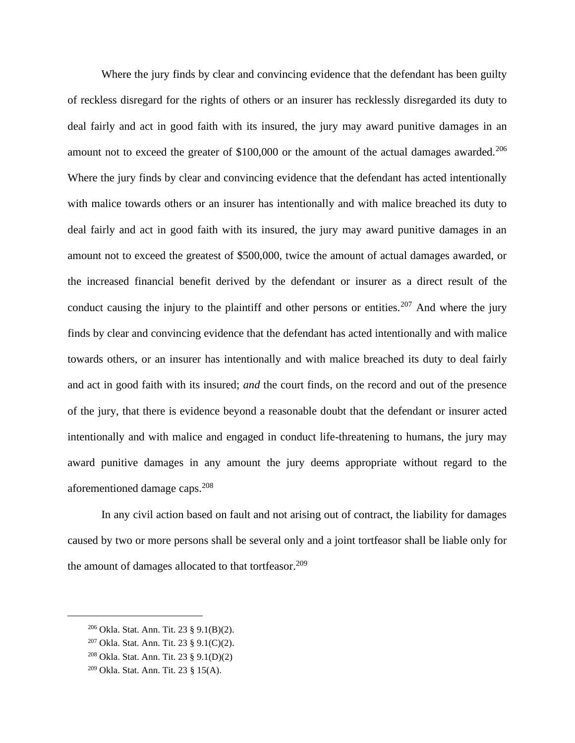Where the jury finds by clear and convincing evidence that the defendant has been guilty of reckless disregard for the rights of others or an insurer has recklessly disregarded its duty to deal fairly and act in good faith with its insured, the jury may award punitive damages in an amount not to exceed the greater of $100,000 or the amount of the actual damages awarded.[206] Where the jury finds by clear and convincing evidence that the defendant has acted intentionally with malice towards others or an insurer has intentionally and with malice breached its duty to deal fairly and act in good faith with its insured, the jury may award punitive damages in an amount not to exceed the greatest of $500,000, twice the amount of actual damages awarded, or the increased financial benefit derived by the defendant or insurer as a direct result of the conduct causing the injury to the plaintiff and other persons or entities.[207] And where the jury finds by clear and convincing evidence that the defendant has acted intentionally and with malice towards others, or an insurer has intentionally and with malice breached its duty to deal fairly and act in good faith with its insured; *and* the court finds, on the record and out of the presence of the jury, that there is evidence beyond a reasonable doubt that the defendant or insurer acted intentionally and with malice and engaged in conduct life-threatening to humans, the jury may award punitive damages in any amount the jury deems appropriate without regard to the aforementioned damage caps.[208]

In any civil action based on fault and not arising out of contract, the liability for damages caused by two or more persons shall be several only and a joint tortfeasor shall be liable only for the amount of damages allocated to that tortfeasor.[209]

---

[206] Okla. Stat. Ann. Tit. 23 § 9.1(B)(2).

[207] Okla. Stat. Ann. Tit. 23 § 9.1(C)(2).

[208] Okla. Stat. Ann. Tit. 23 § 9.1(D)(2)

[209] Okla. Stat. Ann. Tit. 23 § 15(A).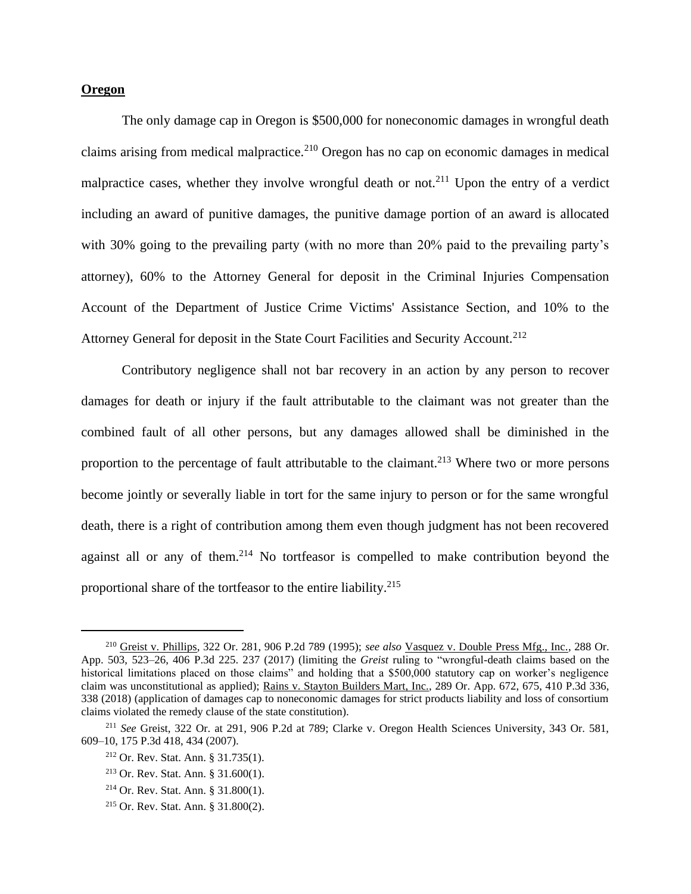**Oregon**

The only damage cap in Oregon is $500,000 for noneconomic damages in wrongful death claims arising from medical malpractice.[210] Oregon has no cap on economic damages in medical malpractice cases, whether they involve wrongful death or not.[211] Upon the entry of a verdict including an award of punitive damages, the punitive damage portion of an award is allocated with 30% going to the prevailing party (with no more than 20% paid to the prevailing party's attorney), 60% to the Attorney General for deposit in the Criminal Injuries Compensation Account of the Department of Justice Crime Victims' Assistance Section, and 10% to the Attorney General for deposit in the State Court Facilities and Security Account.[212]

Contributory negligence shall not bar recovery in an action by any person to recover damages for death or injury if the fault attributable to the claimant was not greater than the combined fault of all other persons, but any damages allowed shall be diminished in the proportion to the percentage of fault attributable to the claimant.[213] Where two or more persons become jointly or severally liable in tort for the same injury to person or for the same wrongful death, there is a right of contribution among them even though judgment has not been recovered against all or any of them.[214] No tortfeasor is compelled to make contribution beyond the proportional share of the tortfeasor to the entire liability.[215]

---

[210] Greist v. Phillips, 322 Or. 281, 906 P.2d 789 (1995); *see also* Vasquez v. Double Press Mfg., Inc., 288 Or. App. 503, 523–26, 406 P.3d 225. 237 (2017) (limiting the *Greist* ruling to "wrongful-death claims based on the historical limitations placed on those claims" and holding that a $500,000 statutory cap on worker's negligence claim was unconstitutional as applied); Rains v. Stayton Builders Mart, Inc., 289 Or. App. 672, 675, 410 P.3d 336, 338 (2018) (application of damages cap to noneconomic damages for strict products liability and loss of consortium claims violated the remedy clause of the state constitution).

[211] *See* Greist, 322 Or. at 291, 906 P.2d at 789; Clarke v. Oregon Health Sciences University, 343 Or. 581, 609–10, 175 P.3d 418, 434 (2007).

[212] Or. Rev. Stat. Ann. § 31.735(1).

[213] Or. Rev. Stat. Ann. § 31.600(1).

[214] Or. Rev. Stat. Ann. § 31.800(1).

[215] Or. Rev. Stat. Ann. § 31.800(2).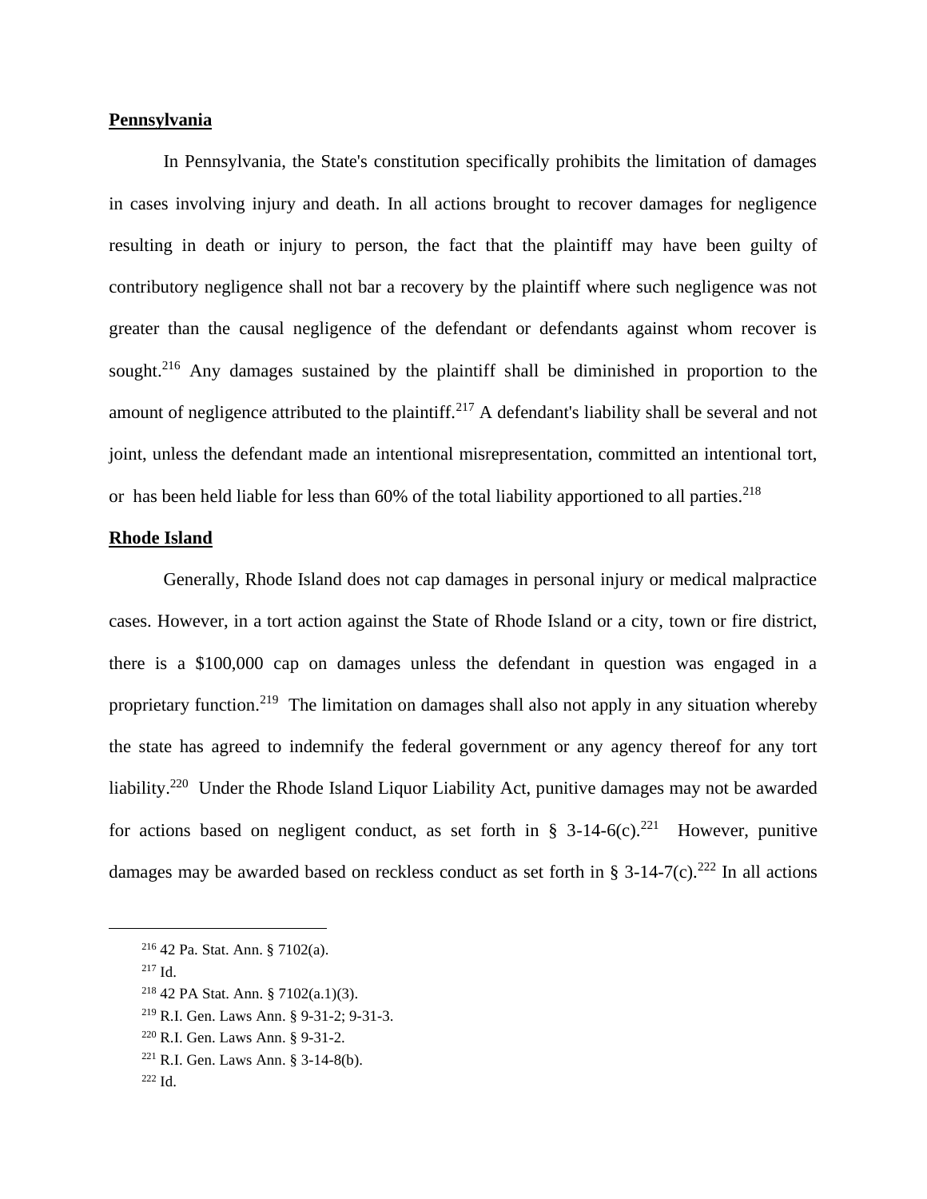**Pennsylvania**

In Pennsylvania, the State's constitution specifically prohibits the limitation of damages in cases involving injury and death. In all actions brought to recover damages for negligence resulting in death or injury to person, the fact that the plaintiff may have been guilty of contributory negligence shall not bar a recovery by the plaintiff where such negligence was not greater than the causal negligence of the defendant or defendants against whom recover is sought.[216] Any damages sustained by the plaintiff shall be diminished in proportion to the amount of negligence attributed to the plaintiff.[217] A defendant's liability shall be several and not joint, unless the defendant made an intentional misrepresentation, committed an intentional tort, or has been held liable for less than 60% of the total liability apportioned to all parties.[218]

**Rhode Island**

Generally, Rhode Island does not cap damages in personal injury or medical malpractice cases. However, in a tort action against the State of Rhode Island or a city, town or fire district, there is a $100,000 cap on damages unless the defendant in question was engaged in a proprietary function.[219] The limitation on damages shall also not apply in any situation whereby the state has agreed to indemnify the federal government or any agency thereof for any tort liability.[220] Under the Rhode Island Liquor Liability Act, punitive damages may not be awarded for actions based on negligent conduct, as set forth in § 3-14-6(c).[221] However, punitive damages may be awarded based on reckless conduct as set forth in § 3-14-7(c).[222] In all actions

---

[216] 42 Pa. Stat. Ann. § 7102(a).

[217] Id.

[218] 42 PA Stat. Ann. § 7102(a.1)(3).

[219] R.I. Gen. Laws Ann. § 9-31-2; 9-31-3.

[220] R.I. Gen. Laws Ann. § 9-31-2.

[221] R.I. Gen. Laws Ann. § 3-14-8(b).

[222] Id.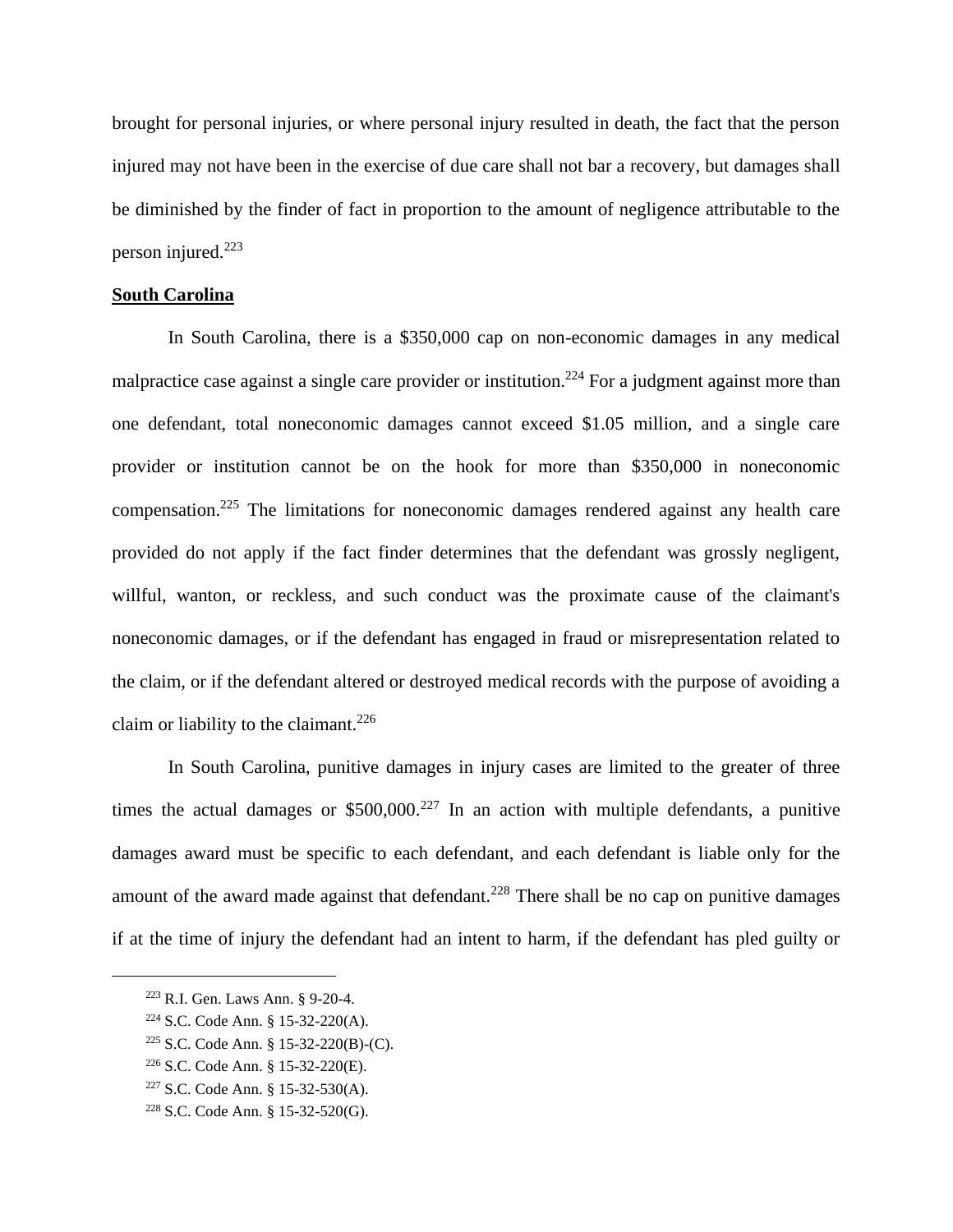brought for personal injuries, or where personal injury resulted in death, the fact that the person injured may not have been in the exercise of due care shall not bar a recovery, but damages shall be diminished by the finder of fact in proportion to the amount of negligence attributable to the person injured.[223]

**South Carolina**

In South Carolina, there is a $350,000 cap on non-economic damages in any medical malpractice case against a single care provider or institution.[224] For a judgment against more than one defendant, total noneconomic damages cannot exceed $1.05 million, and a single care provider or institution cannot be on the hook for more than $350,000 in noneconomic compensation.[225] The limitations for noneconomic damages rendered against any health care provided do not apply if the fact finder determines that the defendant was grossly negligent, willful, wanton, or reckless, and such conduct was the proximate cause of the claimant's noneconomic damages, or if the defendant has engaged in fraud or misrepresentation related to the claim, or if the defendant altered or destroyed medical records with the purpose of avoiding a claim or liability to the claimant.[226]

In South Carolina, punitive damages in injury cases are limited to the greater of three times the actual damages or $500,000.[227] In an action with multiple defendants, a punitive damages award must be specific to each defendant, and each defendant is liable only for the amount of the award made against that defendant.[228] There shall be no cap on punitive damages if at the time of injury the defendant had an intent to harm, if the defendant has pled guilty or

---

[223] R.I. Gen. Laws Ann. § 9-20-4.

[224] S.C. Code Ann. § 15-32-220(A).

[225] S.C. Code Ann. § 15-32-220(B)-(C).

[226] S.C. Code Ann. § 15-32-220(E).

[227] S.C. Code Ann. § 15-32-530(A).

[228] S.C. Code Ann. § 15-32-520(G).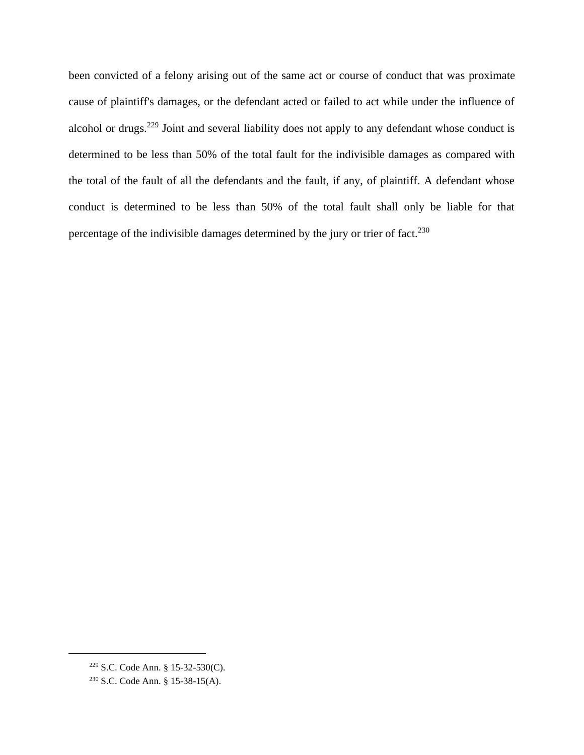been convicted of a felony arising out of the same act or course of conduct that was proximate cause of plaintiff's damages, or the defendant acted or failed to act while under the influence of alcohol or drugs.[229] Joint and several liability does not apply to any defendant whose conduct is determined to be less than 50% of the total fault for the indivisible damages as compared with the total of the fault of all the defendants and the fault, if any, of plaintiff. A defendant whose conduct is determined to be less than 50% of the total fault shall only be liable for that percentage of the indivisible damages determined by the jury or trier of fact.[230]

---

[229] S.C. Code Ann. § 15-32-530(C).

[230] S.C. Code Ann. § 15-38-15(A).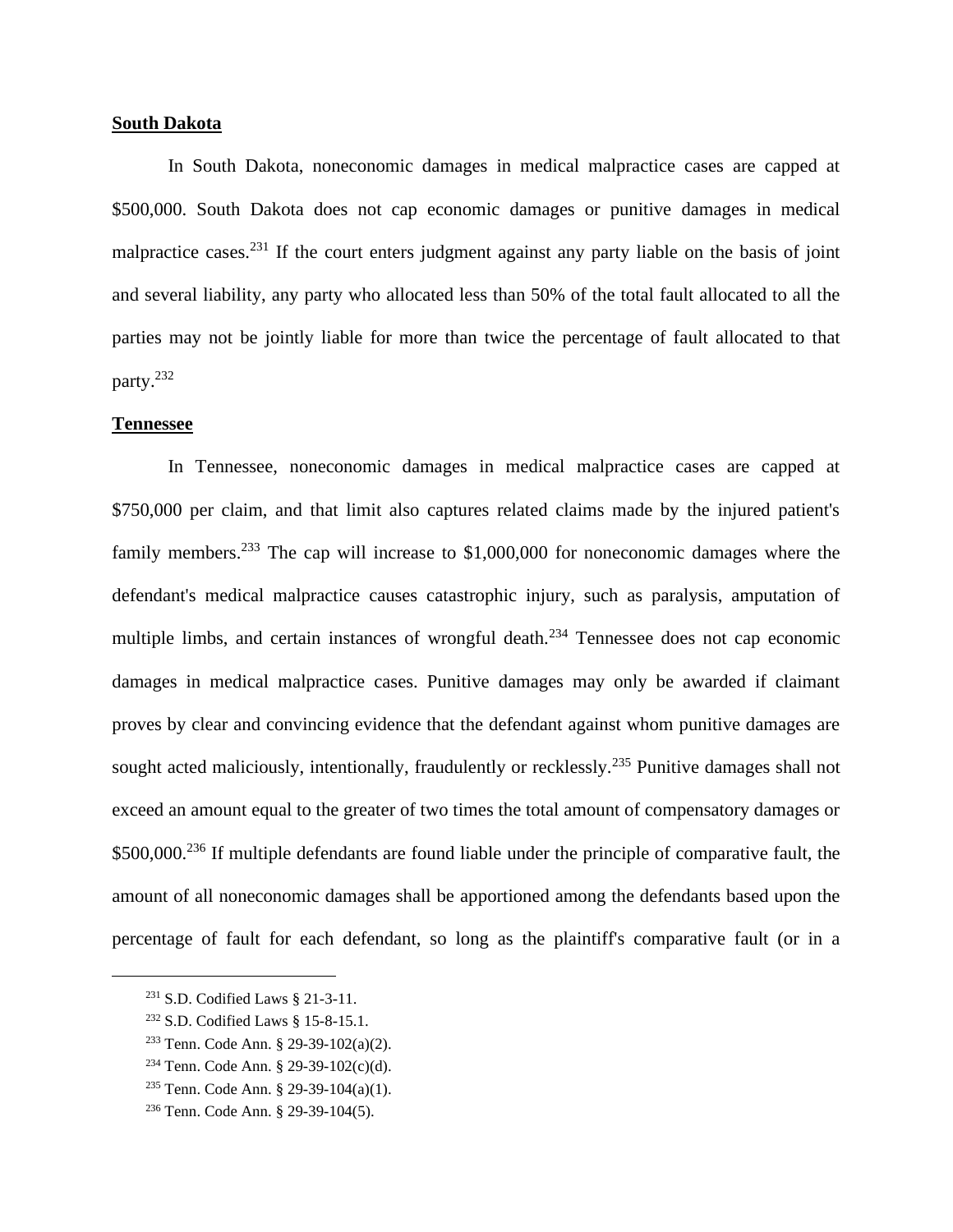**South Dakota**

In South Dakota, noneconomic damages in medical malpractice cases are capped at $500,000. South Dakota does not cap economic damages or punitive damages in medical malpractice cases.[231] If the court enters judgment against any party liable on the basis of joint and several liability, any party who allocated less than 50% of the total fault allocated to all the parties may not be jointly liable for more than twice the percentage of fault allocated to that party.[232]

**Tennessee**

In Tennessee, noneconomic damages in medical malpractice cases are capped at $750,000 per claim, and that limit also captures related claims made by the injured patient's family members.[233] The cap will increase to $1,000,000 for noneconomic damages where the defendant's medical malpractice causes catastrophic injury, such as paralysis, amputation of multiple limbs, and certain instances of wrongful death.[234] Tennessee does not cap economic damages in medical malpractice cases. Punitive damages may only be awarded if claimant proves by clear and convincing evidence that the defendant against whom punitive damages are sought acted maliciously, intentionally, fraudulently or recklessly.[235] Punitive damages shall not exceed an amount equal to the greater of two times the total amount of compensatory damages or $500,000.[236] If multiple defendants are found liable under the principle of comparative fault, the amount of all noneconomic damages shall be apportioned among the defendants based upon the percentage of fault for each defendant, so long as the plaintiff's comparative fault (or in a

---

[231] S.D. Codified Laws § 21-3-11.

[232] S.D. Codified Laws § 15-8-15.1.

[233] Tenn. Code Ann. § 29-39-102(a)(2).

[234] Tenn. Code Ann. § 29-39-102(c)(d).

[235] Tenn. Code Ann. § 29-39-104(a)(1).

[236] Tenn. Code Ann. § 29-39-104(5).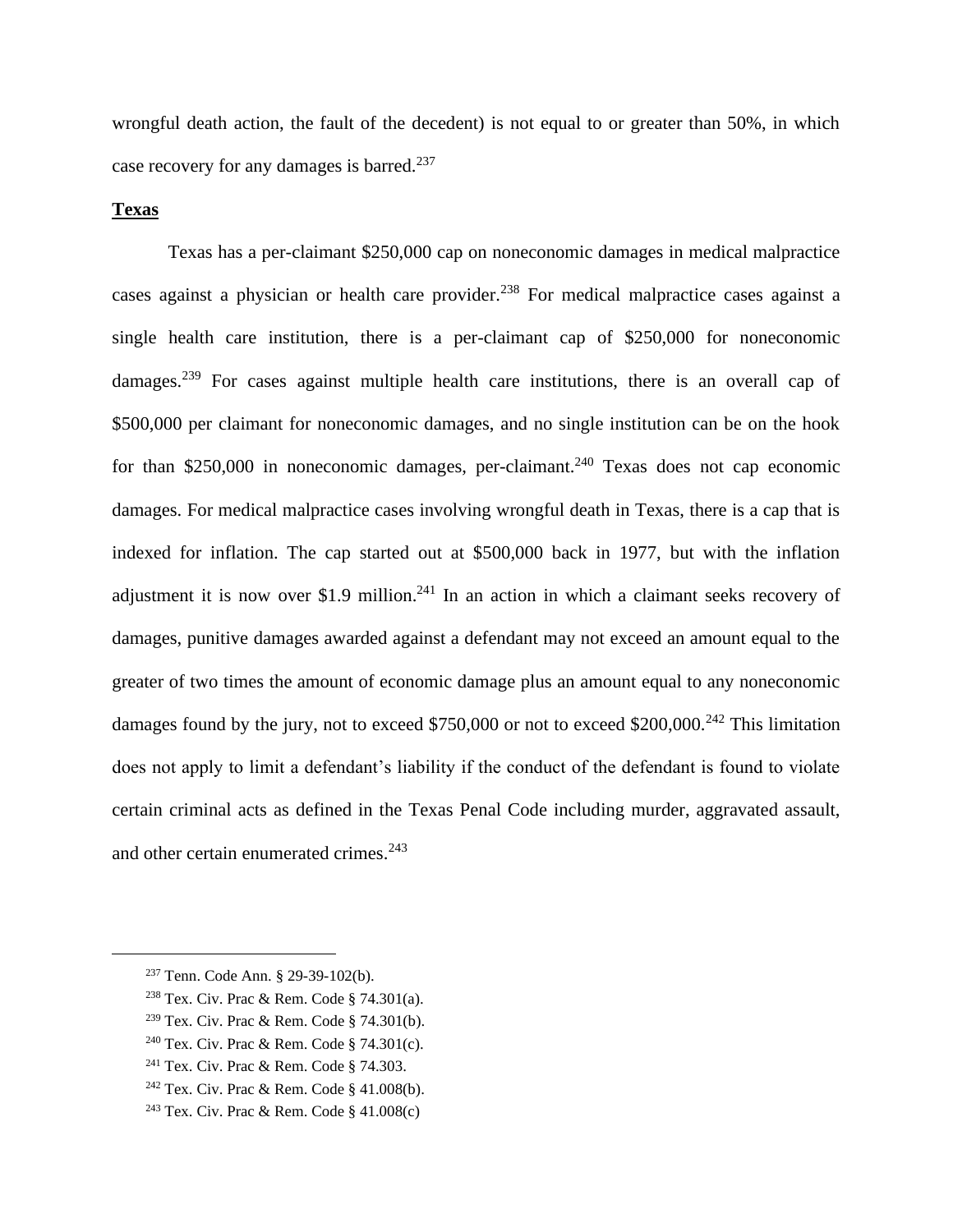wrongful death action, the fault of the decedent) is not equal to or greater than 50%, in which case recovery for any damages is barred.[237]

**Texas**

Texas has a per-claimant $250,000 cap on noneconomic damages in medical malpractice cases against a physician or health care provider.[238] For medical malpractice cases against a single health care institution, there is a per-claimant cap of $250,000 for noneconomic damages.[239] For cases against multiple health care institutions, there is an overall cap of $500,000 per claimant for noneconomic damages, and no single institution can be on the hook for than $250,000 in noneconomic damages, per-claimant.[240] Texas does not cap economic damages. For medical malpractice cases involving wrongful death in Texas, there is a cap that is indexed for inflation. The cap started out at $500,000 back in 1977, but with the inflation adjustment it is now over $1.9 million.[241] In an action in which a claimant seeks recovery of damages, punitive damages awarded against a defendant may not exceed an amount equal to the greater of two times the amount of economic damage plus an amount equal to any noneconomic damages found by the jury, not to exceed $750,000 or not to exceed $200,000.[242] This limitation does not apply to limit a defendant's liability if the conduct of the defendant is found to violate certain criminal acts as defined in the Texas Penal Code including murder, aggravated assault, and other certain enumerated crimes.[243]

---

[237] Tenn. Code Ann. § 29-39-102(b).

[238] Tex. Civ. Prac & Rem. Code § 74.301(a).

[239] Tex. Civ. Prac & Rem. Code § 74.301(b).

[240] Tex. Civ. Prac & Rem. Code § 74.301(c).

[241] Tex. Civ. Prac & Rem. Code § 74.303.

[242] Tex. Civ. Prac & Rem. Code § 41.008(b).

[243] Tex. Civ. Prac & Rem. Code § 41.008(c)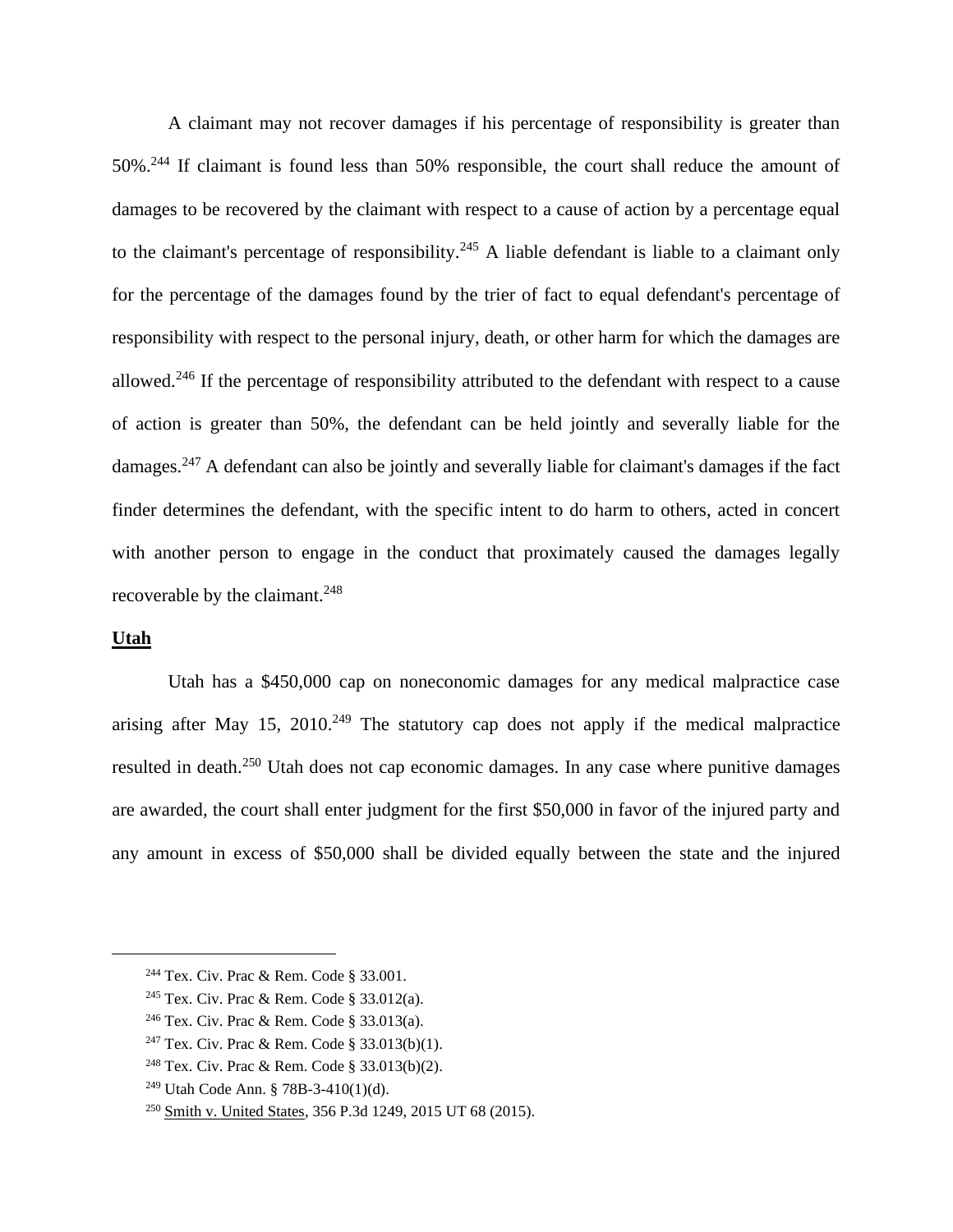A claimant may not recover damages if his percentage of responsibility is greater than 50%.[244] If claimant is found less than 50% responsible, the court shall reduce the amount of damages to be recovered by the claimant with respect to a cause of action by a percentage equal to the claimant's percentage of responsibility.[245] A liable defendant is liable to a claimant only for the percentage of the damages found by the trier of fact to equal defendant's percentage of responsibility with respect to the personal injury, death, or other harm for which the damages are allowed.[246] If the percentage of responsibility attributed to the defendant with respect to a cause of action is greater than 50%, the defendant can be held jointly and severally liable for the damages.[247] A defendant can also be jointly and severally liable for claimant's damages if the fact finder determines the defendant, with the specific intent to do harm to others, acted in concert with another person to engage in the conduct that proximately caused the damages legally recoverable by the claimant.[248]

**Utah**

Utah has a $450,000 cap on noneconomic damages for any medical malpractice case arising after May 15, 2010.[249] The statutory cap does not apply if the medical malpractice resulted in death.[250] Utah does not cap economic damages. In any case where punitive damages are awarded, the court shall enter judgment for the first $50,000 in favor of the injured party and any amount in excess of $50,000 shall be divided equally between the state and the injured

---

[244] Tex. Civ. Prac & Rem. Code § 33.001.

[245] Tex. Civ. Prac & Rem. Code § 33.012(a).

[246] Tex. Civ. Prac & Rem. Code § 33.013(a).

[247] Tex. Civ. Prac & Rem. Code § 33.013(b)(1).

[248] Tex. Civ. Prac & Rem. Code § 33.013(b)(2).

[249] Utah Code Ann. § 78B-3-410(1)(d).

[250] Smith v. United States, 356 P.3d 1249, 2015 UT 68 (2015).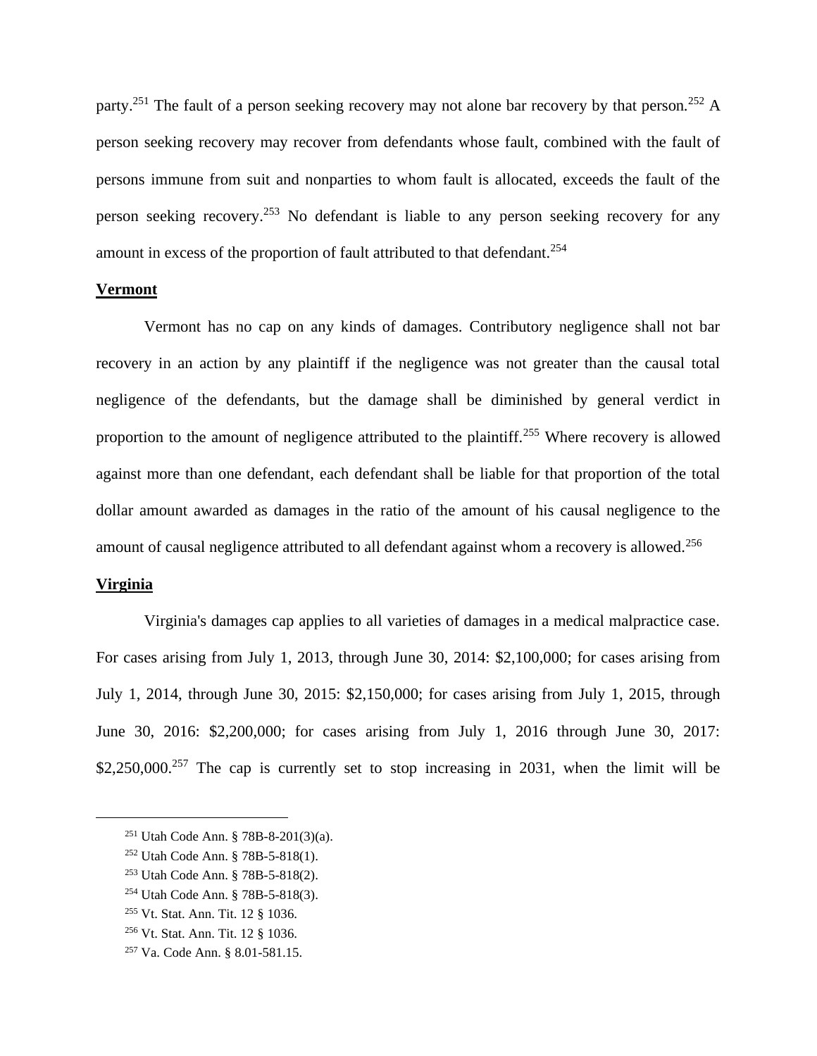party.[251] The fault of a person seeking recovery may not alone bar recovery by that person.[252] A person seeking recovery may recover from defendants whose fault, combined with the fault of persons immune from suit and nonparties to whom fault is allocated, exceeds the fault of the person seeking recovery.[253] No defendant is liable to any person seeking recovery for any amount in excess of the proportion of fault attributed to that defendant.[254]

**Vermont**

Vermont has no cap on any kinds of damages. Contributory negligence shall not bar recovery in an action by any plaintiff if the negligence was not greater than the causal total negligence of the defendants, but the damage shall be diminished by general verdict in proportion to the amount of negligence attributed to the plaintiff.[255] Where recovery is allowed against more than one defendant, each defendant shall be liable for that proportion of the total dollar amount awarded as damages in the ratio of the amount of his causal negligence to the amount of causal negligence attributed to all defendant against whom a recovery is allowed.[256]

**Virginia**

Virginia's damages cap applies to all varieties of damages in a medical malpractice case. For cases arising from July 1, 2013, through June 30, 2014: $2,100,000; for cases arising from July 1, 2014, through June 30, 2015: $2,150,000; for cases arising from July 1, 2015, through June 30, 2016: $2,200,000; for cases arising from July 1, 2016 through June 30, 2017: $2,250,000.[257] The cap is currently set to stop increasing in 2031, when the limit will be

[251] Utah Code Ann. § 78B-8-201(3)(a).

[252] Utah Code Ann. § 78B-5-818(1).

[253] Utah Code Ann. § 78B-5-818(2).

[254] Utah Code Ann. § 78B-5-818(3).

[255] Vt. Stat. Ann. Tit. 12 § 1036.

[256] Vt. Stat. Ann. Tit. 12 § 1036.

[257] Va. Code Ann. § 8.01-581.15.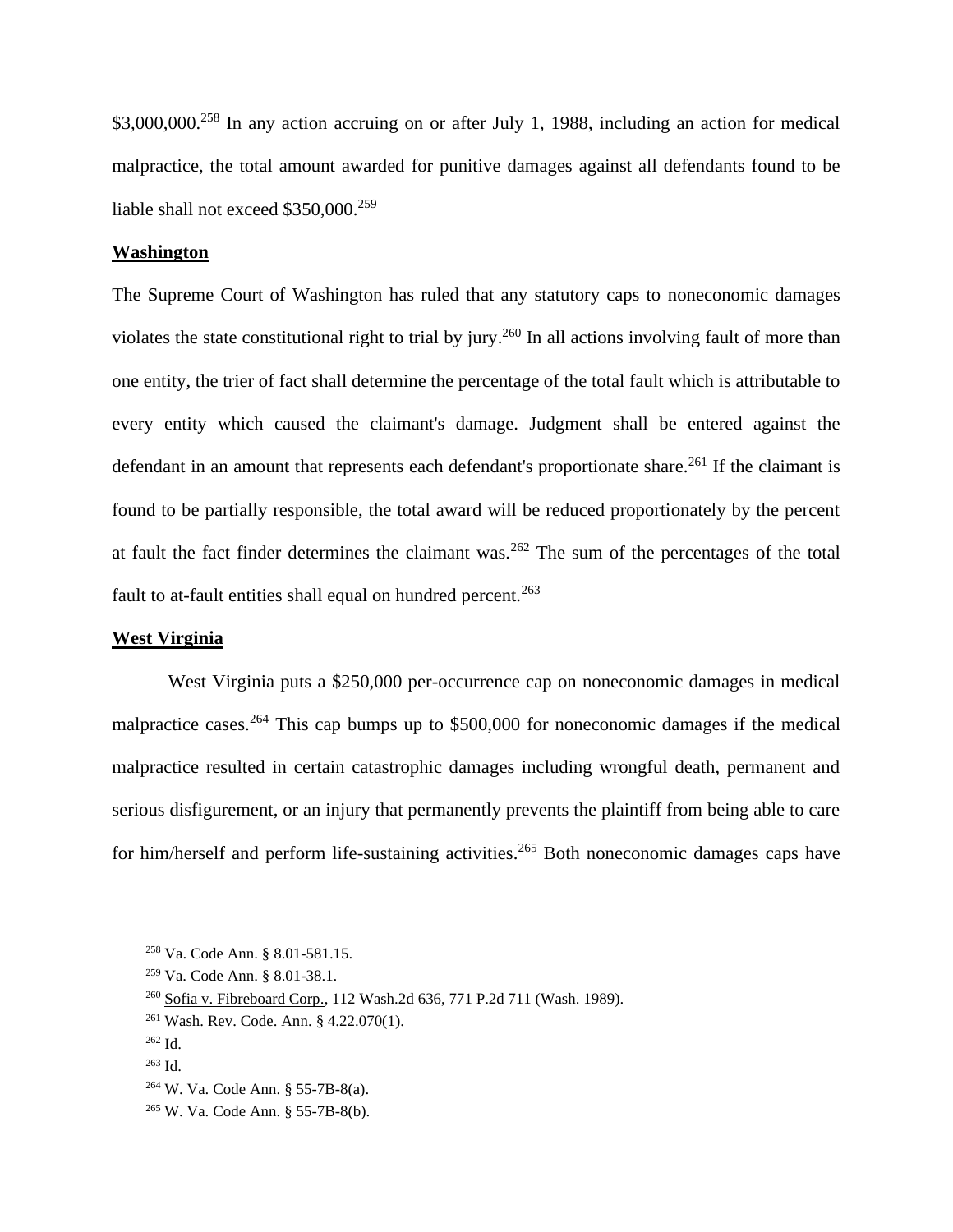$3,000,000.[258] In any action accruing on or after July 1, 1988, including an action for medical malpractice, the total amount awarded for punitive damages against all defendants found to be liable shall not exceed $350,000.[259]

**Washington**

The Supreme Court of Washington has ruled that any statutory caps to noneconomic damages violates the state constitutional right to trial by jury.[260] In all actions involving fault of more than one entity, the trier of fact shall determine the percentage of the total fault which is attributable to every entity which caused the claimant's damage. Judgment shall be entered against the defendant in an amount that represents each defendant's proportionate share.[261] If the claimant is found to be partially responsible, the total award will be reduced proportionately by the percent at fault the fact finder determines the claimant was.[262] The sum of the percentages of the total fault to at-fault entities shall equal on hundred percent.[263]

**West Virginia**

West Virginia puts a $250,000 per-occurrence cap on noneconomic damages in medical malpractice cases.[264] This cap bumps up to $500,000 for noneconomic damages if the medical malpractice resulted in certain catastrophic damages including wrongful death, permanent and serious disfigurement, or an injury that permanently prevents the plaintiff from being able to care for him/herself and perform life-sustaining activities.[265] Both noneconomic damages caps have

---

[258] Va. Code Ann. § 8.01-581.15.

[259] Va. Code Ann. § 8.01-38.1.

[260] Sofia v. Fibreboard Corp., 112 Wash.2d 636, 771 P.2d 711 (Wash. 1989).

[261] Wash. Rev. Code. Ann. § 4.22.070(1).

[262] Id.

[263] Id.

[264] W. Va. Code Ann. § 55-7B-8(a).

[265] W. Va. Code Ann. § 55-7B-8(b).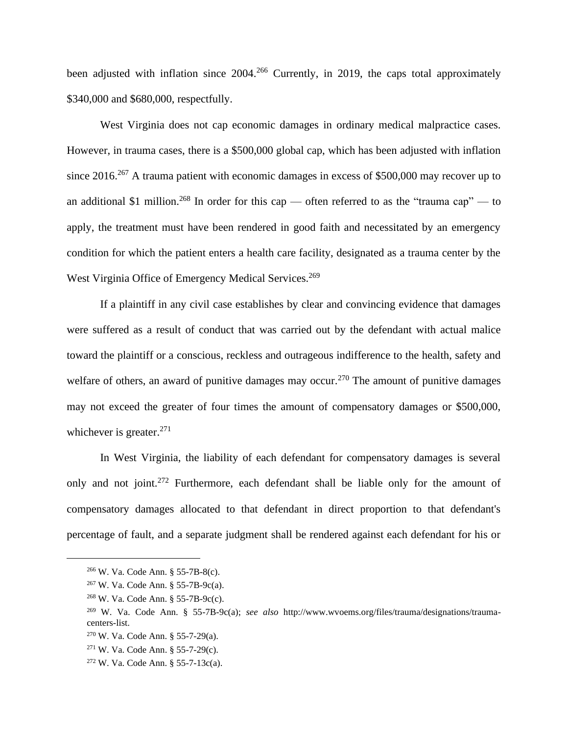been adjusted with inflation since 2004.[266] Currently, in 2019, the caps total approximately $340,000 and $680,000, respectfully.

West Virginia does not cap economic damages in ordinary medical malpractice cases. However, in trauma cases, there is a $500,000 global cap, which has been adjusted with inflation since 2016.[267] A trauma patient with economic damages in excess of $500,000 may recover up to an additional $1 million.[268] In order for this cap — often referred to as the "trauma cap" — to apply, the treatment must have been rendered in good faith and necessitated by an emergency condition for which the patient enters a health care facility, designated as a trauma center by the West Virginia Office of Emergency Medical Services.[269]

If a plaintiff in any civil case establishes by clear and convincing evidence that damages were suffered as a result of conduct that was carried out by the defendant with actual malice toward the plaintiff or a conscious, reckless and outrageous indifference to the health, safety and welfare of others, an award of punitive damages may occur.[270] The amount of punitive damages may not exceed the greater of four times the amount of compensatory damages or $500,000, whichever is greater.[271]

In West Virginia, the liability of each defendant for compensatory damages is several only and not joint.[272] Furthermore, each defendant shall be liable only for the amount of compensatory damages allocated to that defendant in direct proportion to that defendant's percentage of fault, and a separate judgment shall be rendered against each defendant for his or

---

[266] W. Va. Code Ann. § 55-7B-8(c).

[267] W. Va. Code Ann. § 55-7B-9c(a).

[268] W. Va. Code Ann. § 55-7B-9c(c).

[269] W. Va. Code Ann. § 55-7B-9c(a); *see also* http://www.wvoems.org/files/trauma/designations/trauma-centers-list.

[270] W. Va. Code Ann. § 55-7-29(a).

[271] W. Va. Code Ann. § 55-7-29(c).

[272] W. Va. Code Ann. § 55-7-13c(a).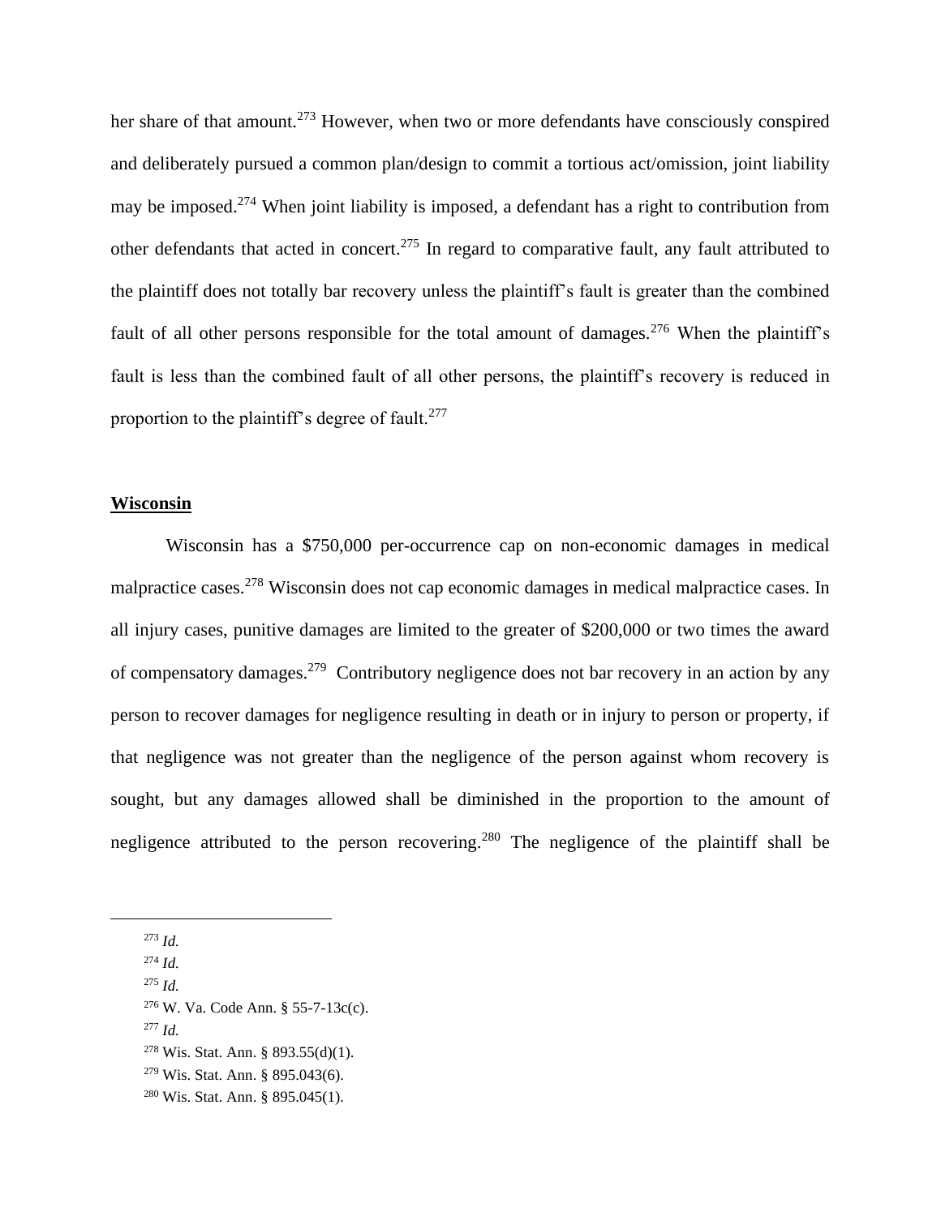her share of that amount.[273] However, when two or more defendants have consciously conspired and deliberately pursued a common plan/design to commit a tortious act/omission, joint liability may be imposed.[274] When joint liability is imposed, a defendant has a right to contribution from other defendants that acted in concert.[275] In regard to comparative fault, any fault attributed to the plaintiff does not totally bar recovery unless the plaintiff's fault is greater than the combined fault of all other persons responsible for the total amount of damages.[276] When the plaintiff's fault is less than the combined fault of all other persons, the plaintiff's recovery is reduced in proportion to the plaintiff's degree of fault.[277]

**Wisconsin**

Wisconsin has a $750,000 per-occurrence cap on non-economic damages in medical malpractice cases.[278] Wisconsin does not cap economic damages in medical malpractice cases. In all injury cases, punitive damages are limited to the greater of $200,000 or two times the award of compensatory damages.[279] Contributory negligence does not bar recovery in an action by any person to recover damages for negligence resulting in death or in injury to person or property, if that negligence was not greater than the negligence of the person against whom recovery is sought, but any damages allowed shall be diminished in the proportion to the amount of negligence attributed to the person recovering.[280] The negligence of the plaintiff shall be

---

[273] *Id.*

[274] *Id.*

[275] *Id.*

[276] W. Va. Code Ann. § 55-7-13c(c).

[277] *Id.*

[278] Wis. Stat. Ann. § 893.55(d)(1).

[279] Wis. Stat. Ann. § 895.043(6).

[280] Wis. Stat. Ann. § 895.045(1).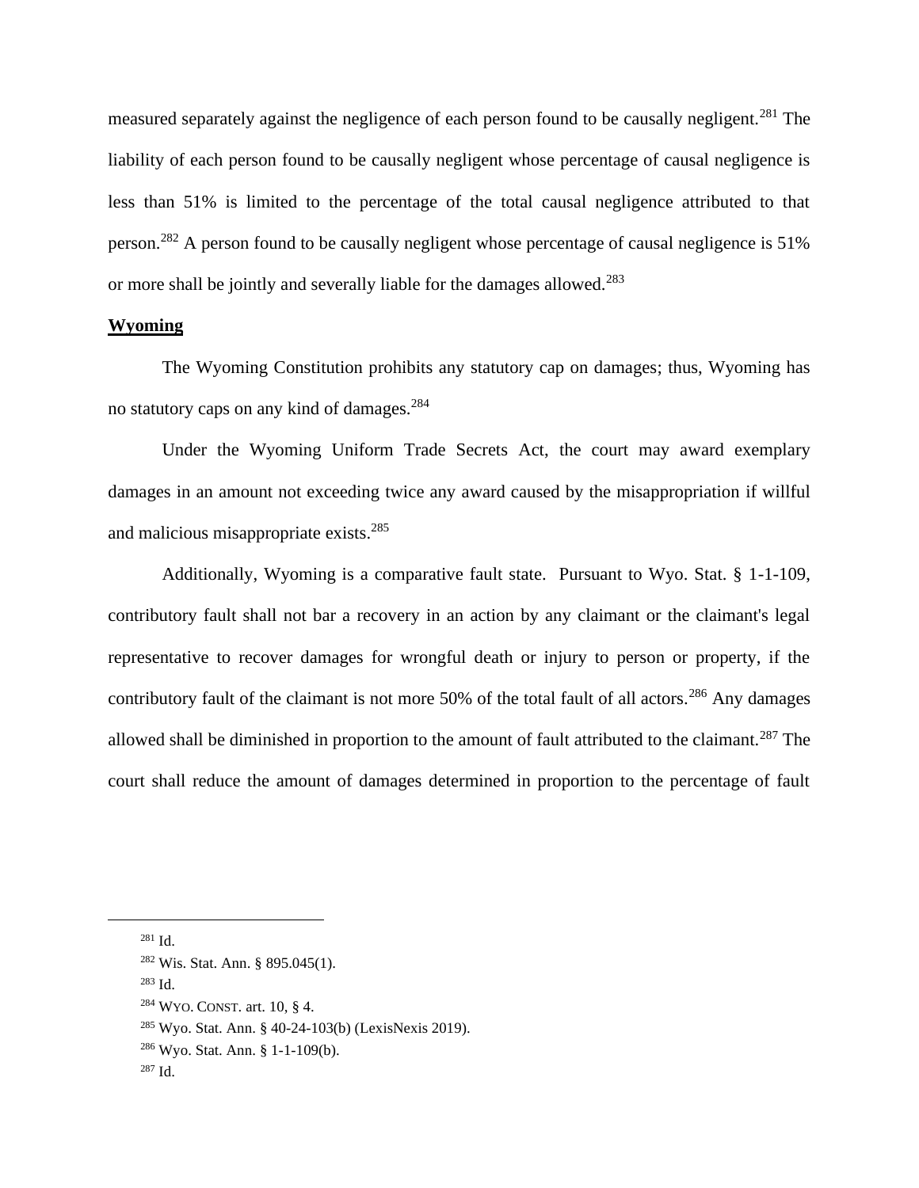measured separately against the negligence of each person found to be causally negligent.[281] The liability of each person found to be causally negligent whose percentage of causal negligence is less than 51% is limited to the percentage of the total causal negligence attributed to that person.[282] A person found to be causally negligent whose percentage of causal negligence is 51% or more shall be jointly and severally liable for the damages allowed.[283]

**Wyoming**

The Wyoming Constitution prohibits any statutory cap on damages; thus, Wyoming has no statutory caps on any kind of damages.[284]

Under the Wyoming Uniform Trade Secrets Act, the court may award exemplary damages in an amount not exceeding twice any award caused by the misappropriation if willful and malicious misappropriate exists.[285]

Additionally, Wyoming is a comparative fault state. Pursuant to Wyo. Stat. § 1-1-109, contributory fault shall not bar a recovery in an action by any claimant or the claimant's legal representative to recover damages for wrongful death or injury to person or property, if the contributory fault of the claimant is not more 50% of the total fault of all actors.[286] Any damages allowed shall be diminished in proportion to the amount of fault attributed to the claimant.[287] The court shall reduce the amount of damages determined in proportion to the percentage of fault

---

[281] Id.

[282] Wis. Stat. Ann. § 895.045(1).

[283] Id.

[284] WYO. CONST. art. 10, § 4.

[285] Wyo. Stat. Ann. § 40-24-103(b) (LexisNexis 2019).

[286] Wyo. Stat. Ann. § 1-1-109(b).

[287] Id.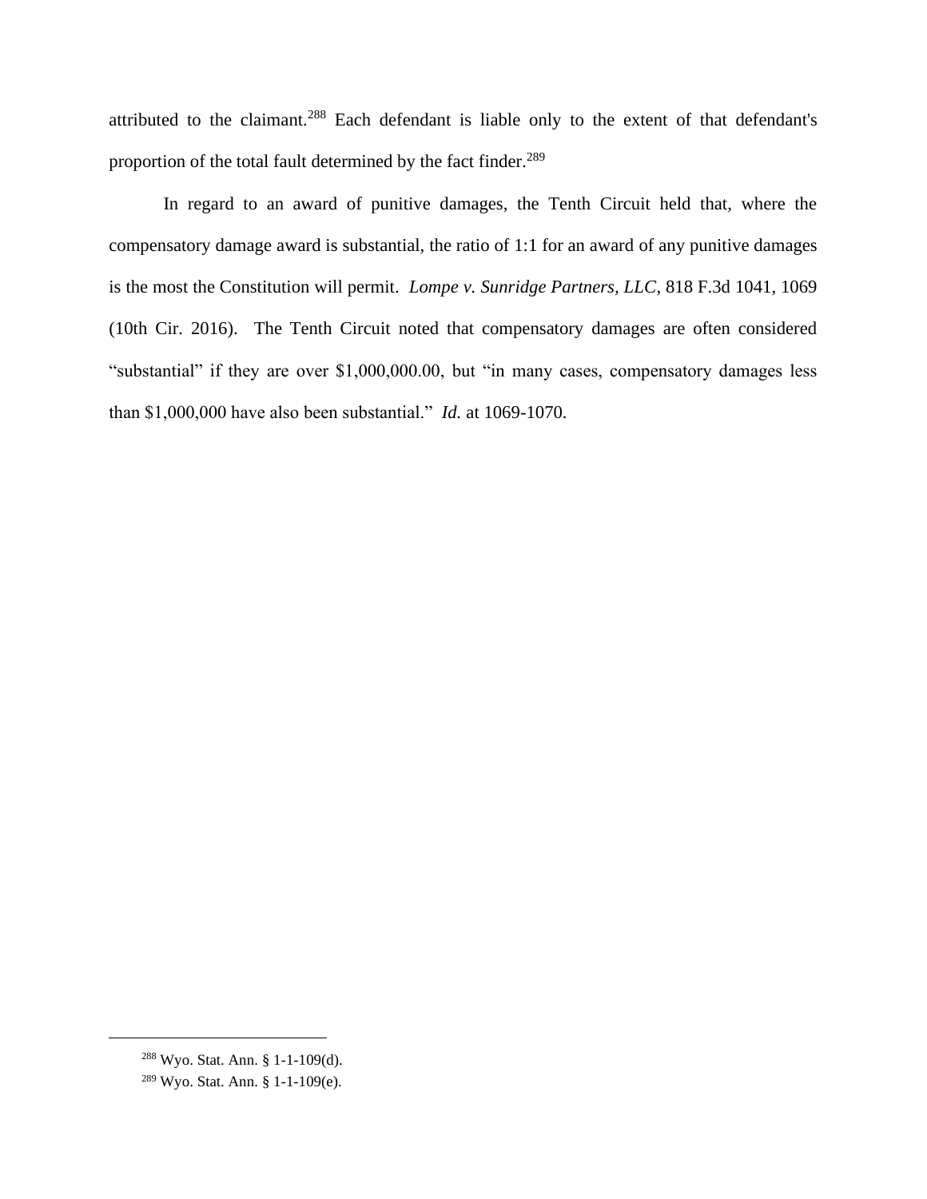attributed to the claimant.[288] Each defendant is liable only to the extent of that defendant's proportion of the total fault determined by the fact finder.[289]

In regard to an award of punitive damages, the Tenth Circuit held that, where the compensatory damage award is substantial, the ratio of 1:1 for an award of any punitive damages is the most the Constitution will permit. *Lompe v. Sunridge Partners, LLC,* 818 F.3d 1041, 1069 (10th Cir. 2016). The Tenth Circuit noted that compensatory damages are often considered "substantial" if they are over $1,000,000.00, but "in many cases, compensatory damages less than $1,000,000 have also been substantial." *Id.* at 1069-1070.

---

[288] Wyo. Stat. Ann. § 1-1-109(d).

[289] Wyo. Stat. Ann. § 1-1-109(e).